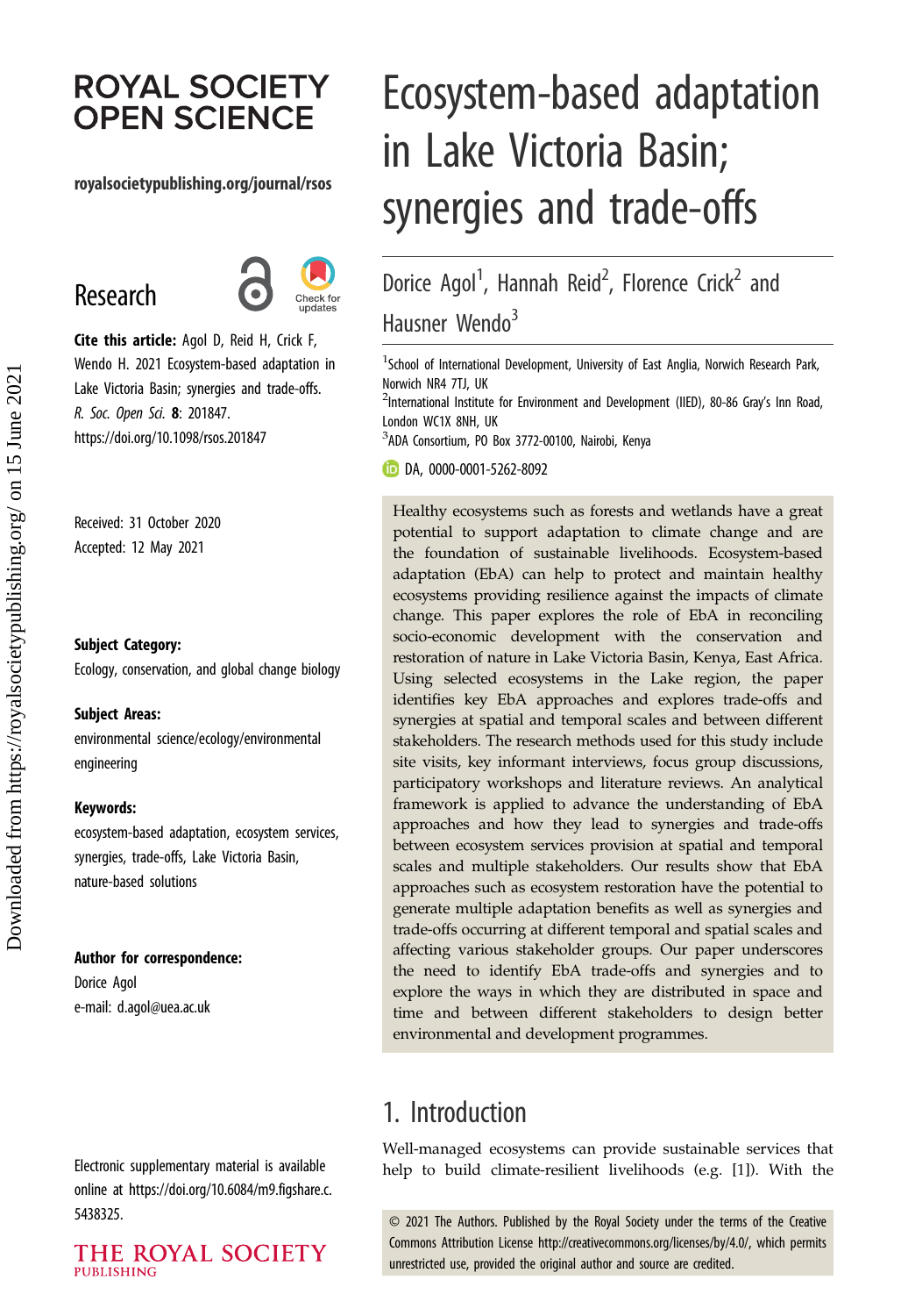# Ecosystem-based adaptation in Lake Victoria Basin; synergies and trade-offs

Dorice Agol[1], Hannah Reid[2], Florence Crick[2] and Hausner Wendo[3]

[1]School of International Development, University of East Anglia, Norwich Research Park, Norwich NR4 7TJ, UK

[2]International Institute for Environment and Development (IIED), 80-86 Gray's Inn Road, London WC1X 8NH, UK

[3]ADA Consortium, PO Box 3772-00100, Nairobi, Kenya

DA, 0000-0001-5262-8092

ROYAL SOCIETY OPEN SCIENCE

royalsocietypublishing.org/journal/rsos

Research

**Cite this article:** Agol D, Reid H, Crick F, Wendo H. 2021 Ecosystem-based adaptation in Lake Victoria Basin; synergies and trade-offs. *R. Soc. Open Sci.* **8**: 201847. https://doi.org/10.1098/rsos.201847

Received: 31 October 2020

Accepted: 12 May 2021

**Subject Category:**

Ecology, conservation, and global change biology

**Subject Areas:**

environmental science/ecology/environmental engineering

**Keywords:**

ecosystem-based adaptation, ecosystem services, synergies, trade-offs, Lake Victoria Basin, nature-based solutions

**Author for correspondence:**

Dorice Agol

e-mail: d.agol@uea.ac.uk

Electronic supplementary material is available online at https://doi.org/10.6084/m9.figshare.c.5438325.

Healthy ecosystems such as forests and wetlands have a great potential to support adaptation to climate change and are the foundation of sustainable livelihoods. Ecosystem-based adaptation (EbA) can help to protect and maintain healthy ecosystems providing resilience against the impacts of climate change. This paper explores the role of EbA in reconciling socio-economic development with the conservation and restoration of nature in Lake Victoria Basin, Kenya, East Africa. Using selected ecosystems in the Lake region, the paper identifies key EbA approaches and explores trade-offs and synergies at spatial and temporal scales and between different stakeholders. The research methods used for this study include site visits, key informant interviews, focus group discussions, participatory workshops and literature reviews. An analytical framework is applied to advance the understanding of EbA approaches and how they lead to synergies and trade-offs between ecosystem services provision at spatial and temporal scales and multiple stakeholders. Our results show that EbA approaches such as ecosystem restoration have the potential to generate multiple adaptation benefits as well as synergies and trade-offs occurring at different temporal and spatial scales and affecting various stakeholder groups. Our paper underscores the need to identify EbA trade-offs and synergies and to explore the ways in which they are distributed in space and time and between different stakeholders to design better environmental and development programmes.

## 1. Introduction

Well-managed ecosystems can provide sustainable services that help to build climate-resilient livelihoods (e.g. [1]). With the

© 2021 The Authors. Published by the Royal Society under the terms of the Creative Commons Attribution License http://creativecommons.org/licenses/by/4.0/, which permits unrestricted use, provided the original author and source are credited.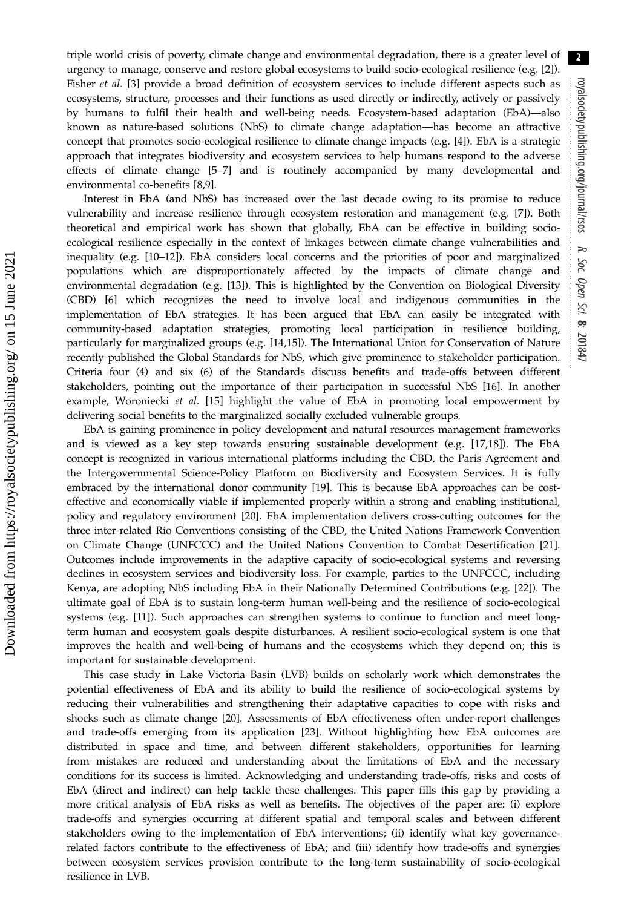triple world crisis of poverty, climate change and environmental degradation, there is a greater level of urgency to manage, conserve and restore global ecosystems to build socio-ecological resilience (e.g. [2]). Fisher *et al.* [3] provide a broad definition of ecosystem services to include different aspects such as ecosystems, structure, processes and their functions as used directly or indirectly, actively or passively by humans to fulfil their health and well-being needs. Ecosystem-based adaptation (EbA)—also known as nature-based solutions (NbS) to climate change adaptation—has become an attractive concept that promotes socio-ecological resilience to climate change impacts (e.g. [4]). EbA is a strategic approach that integrates biodiversity and ecosystem services to help humans respond to the adverse effects of climate change [5–7] and is routinely accompanied by many developmental and environmental co-benefits [8,9].

Interest in EbA (and NbS) has increased over the last decade owing to its promise to reduce vulnerability and increase resilience through ecosystem restoration and management (e.g. [7]). Both theoretical and empirical work has shown that globally, EbA can be effective in building socio-ecological resilience especially in the context of linkages between climate change vulnerabilities and inequality (e.g. [10–12]). EbA considers local concerns and the priorities of poor and marginalized populations which are disproportionately affected by the impacts of climate change and environmental degradation (e.g. [13]). This is highlighted by the Convention on Biological Diversity (CBD) [6] which recognizes the need to involve local and indigenous communities in the implementation of EbA strategies. It has been argued that EbA can easily be integrated with community-based adaptation strategies, promoting local participation in resilience building, particularly for marginalized groups (e.g. [14,15]). The International Union for Conservation of Nature recently published the Global Standards for NbS, which give prominence to stakeholder participation. Criteria four (4) and six (6) of the Standards discuss benefits and trade-offs between different stakeholders, pointing out the importance of their participation in successful NbS [16]. In another example, Woroniecki *et al.* [15] highlight the value of EbA in promoting local empowerment by delivering social benefits to the marginalized socially excluded vulnerable groups.

EbA is gaining prominence in policy development and natural resources management frameworks and is viewed as a key step towards ensuring sustainable development (e.g. [17,18]). The EbA concept is recognized in various international platforms including the CBD, the Paris Agreement and the Intergovernmental Science-Policy Platform on Biodiversity and Ecosystem Services. It is fully embraced by the international donor community [19]. This is because EbA approaches can be cost-effective and economically viable if implemented properly within a strong and enabling institutional, policy and regulatory environment [20]. EbA implementation delivers cross-cutting outcomes for the three inter-related Rio Conventions consisting of the CBD, the United Nations Framework Convention on Climate Change (UNFCCC) and the United Nations Convention to Combat Desertification [21]. Outcomes include improvements in the adaptive capacity of socio-ecological systems and reversing declines in ecosystem services and biodiversity loss. For example, parties to the UNFCCC, including Kenya, are adopting NbS including EbA in their Nationally Determined Contributions (e.g. [22]). The ultimate goal of EbA is to sustain long-term human well-being and the resilience of socio-ecological systems (e.g. [11]). Such approaches can strengthen systems to continue to function and meet long-term human and ecosystem goals despite disturbances. A resilient socio-ecological system is one that improves the health and well-being of humans and the ecosystems which they depend on; this is important for sustainable development.

This case study in Lake Victoria Basin (LVB) builds on scholarly work which demonstrates the potential effectiveness of EbA and its ability to build the resilience of socio-ecological systems by reducing their vulnerabilities and strengthening their adaptative capacities to cope with risks and shocks such as climate change [20]. Assessments of EbA effectiveness often under-report challenges and trade-offs emerging from its application [23]. Without highlighting how EbA outcomes are distributed in space and time, and between different stakeholders, opportunities for learning from mistakes are reduced and understanding about the limitations of EbA and the necessary conditions for its success is limited. Acknowledging and understanding trade-offs, risks and costs of EbA (direct and indirect) can help tackle these challenges. This paper fills this gap by providing a more critical analysis of EbA risks as well as benefits. The objectives of the paper are: (i) explore trade-offs and synergies occurring at different spatial and temporal scales and between different stakeholders owing to the implementation of EbA interventions; (ii) identify what key governance-related factors contribute to the effectiveness of EbA; and (iii) identify how trade-offs and synergies between ecosystem services provision contribute to the long-term sustainability of socio-ecological resilience in LVB.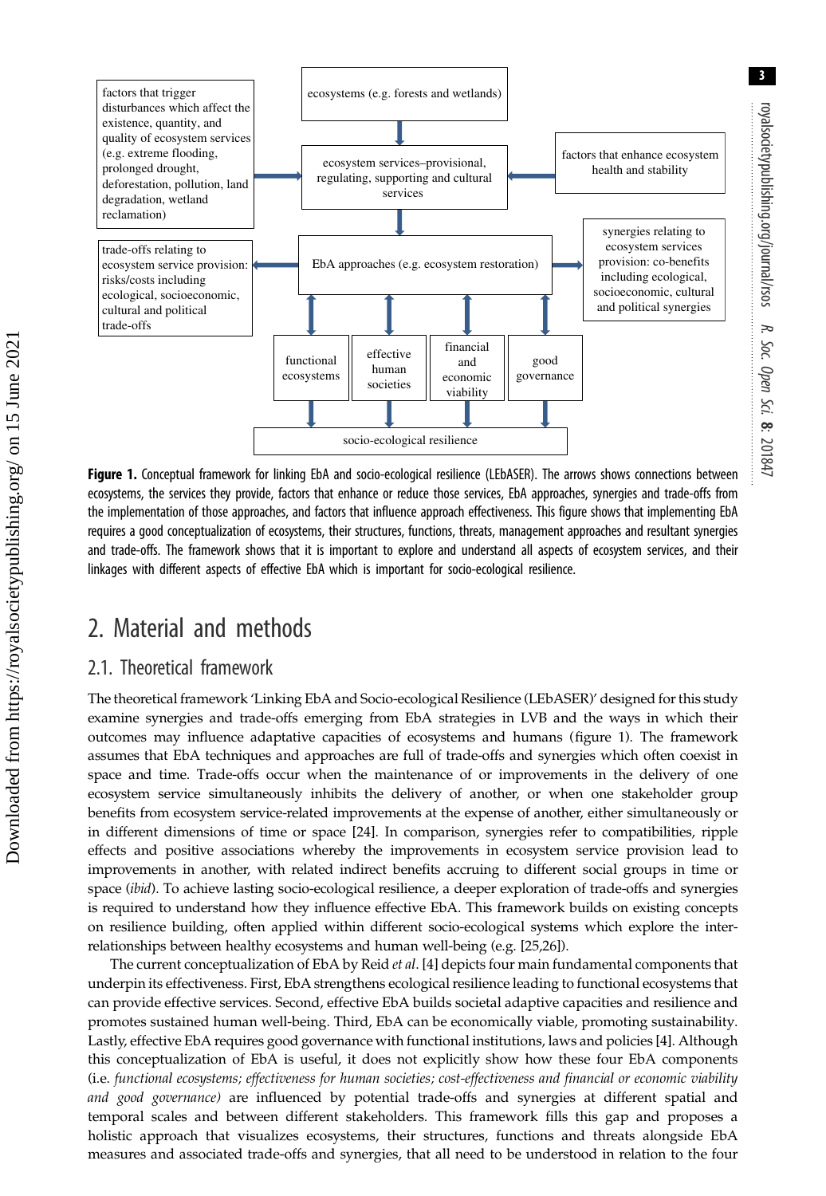factors that trigger disturbances which affect the existence, quantity, and quality of ecosystem services (e.g. extreme flooding, prolonged drought, deforestation, pollution, land degradation, wetland reclamation)

ecosystems (e.g. forests and wetlands)

ecosystem services–provisional, regulating, supporting and cultural services

factors that enhance ecosystem health and stability

trade-offs relating to ecosystem service provision: risks/costs including ecological, socioeconomic, cultural and political trade-offs

EbA approaches (e.g. ecosystem restoration)

synergies relating to ecosystem services provision: co-benefits including ecological, socioeconomic, cultural and political synergies

functional ecosystems

effective human societies

financial and economic viability

good governance

socio-ecological resilience

**Figure 1.** Conceptual framework for linking EbA and socio-ecological resilience (LEbASER). The arrows shows connections between ecosystems, the services they provide, factors that enhance or reduce those services, EbA approaches, synergies and trade-offs from the implementation of those approaches, and factors that influence approach effectiveness. This figure shows that implementing EbA requires a good conceptualization of ecosystems, their structures, functions, threats, management approaches and resultant synergies and trade-offs. The framework shows that it is important to explore and understand all aspects of ecosystem services, and their linkages with different aspects of effective EbA which is important for socio-ecological resilience.

# 2. Material and methods

## 2.1. Theoretical framework

The theoretical framework 'Linking EbA and Socio-ecological Resilience (LEbASER)' designed for this study examine synergies and trade-offs emerging from EbA strategies in LVB and the ways in which their outcomes may influence adaptative capacities of ecosystems and humans (figure 1). The framework assumes that EbA techniques and approaches are full of trade-offs and synergies which often coexist in space and time. Trade-offs occur when the maintenance of or improvements in the delivery of one ecosystem service simultaneously inhibits the delivery of another, or when one stakeholder group benefits from ecosystem service-related improvements at the expense of another, either simultaneously or in different dimensions of time or space [24]. In comparison, synergies refer to compatibilities, ripple effects and positive associations whereby the improvements in ecosystem service provision lead to improvements in another, with related indirect benefits accruing to different social groups in time or space (*ibid*). To achieve lasting socio-ecological resilience, a deeper exploration of trade-offs and synergies is required to understand how they influence effective EbA. This framework builds on existing concepts on resilience building, often applied within different socio-ecological systems which explore the inter-relationships between healthy ecosystems and human well-being (e.g. [25,26]).

The current conceptualization of EbA by Reid *et al*. [4] depicts four main fundamental components that underpin its effectiveness. First, EbA strengthens ecological resilience leading to functional ecosystems that can provide effective services. Second, effective EbA builds societal adaptive capacities and resilience and promotes sustained human well-being. Third, EbA can be economically viable, promoting sustainability. Lastly, effective EbA requires good governance with functional institutions, laws and policies [4]. Although this conceptualization of EbA is useful, it does not explicitly show how these four EbA components (i.e. *functional ecosystems; effectiveness for human societies; cost-effectiveness and financial or economic viability and good governance*) are influenced by potential trade-offs and synergies at different spatial and temporal scales and between different stakeholders. This framework fills this gap and proposes a holistic approach that visualizes ecosystems, their structures, functions and threats alongside EbA measures and associated trade-offs and synergies, that all need to be understood in relation to the four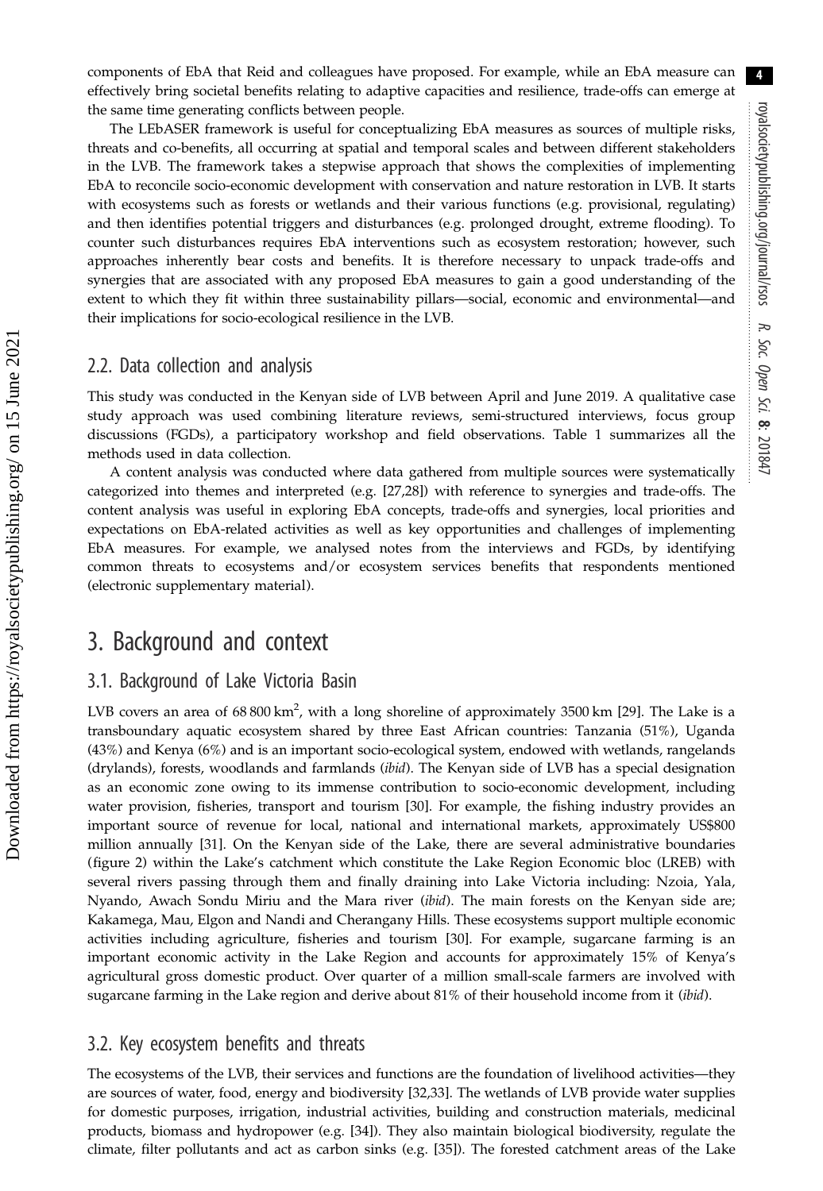components of EbA that Reid and colleagues have proposed. For example, while an EbA measure can effectively bring societal benefits relating to adaptive capacities and resilience, trade-offs can emerge at the same time generating conflicts between people.

The LEbASER framework is useful for conceptualizing EbA measures as sources of multiple risks, threats and co-benefits, all occurring at spatial and temporal scales and between different stakeholders in the LVB. The framework takes a stepwise approach that shows the complexities of implementing EbA to reconcile socio-economic development with conservation and nature restoration in LVB. It starts with ecosystems such as forests or wetlands and their various functions (e.g. provisional, regulating) and then identifies potential triggers and disturbances (e.g. prolonged drought, extreme flooding). To counter such disturbances requires EbA interventions such as ecosystem restoration; however, such approaches inherently bear costs and benefits. It is therefore necessary to unpack trade-offs and synergies that are associated with any proposed EbA measures to gain a good understanding of the extent to which they fit within three sustainability pillars—social, economic and environmental—and their implications for socio-ecological resilience in the LVB.

## 2.2. Data collection and analysis

This study was conducted in the Kenyan side of LVB between April and June 2019. A qualitative case study approach was used combining literature reviews, semi-structured interviews, focus group discussions (FGDs), a participatory workshop and field observations. Table 1 summarizes all the methods used in data collection.

A content analysis was conducted where data gathered from multiple sources were systematically categorized into themes and interpreted (e.g. [27,28]) with reference to synergies and trade-offs. The content analysis was useful in exploring EbA concepts, trade-offs and synergies, local priorities and expectations on EbA-related activities as well as key opportunities and challenges of implementing EbA measures. For example, we analysed notes from the interviews and FGDs, by identifying common threats to ecosystems and/or ecosystem services benefits that respondents mentioned (electronic supplementary material).

# 3. Background and context

## 3.1. Background of Lake Victoria Basin

LVB covers an area of 68 800 km$^2$, with a long shoreline of approximately 3500 km [29]. The Lake is a transboundary aquatic ecosystem shared by three East African countries: Tanzania (51%), Uganda (43%) and Kenya (6%) and is an important socio-ecological system, endowed with wetlands, rangelands (drylands), forests, woodlands and farmlands (*ibid*). The Kenyan side of LVB has a special designation as an economic zone owing to its immense contribution to socio-economic development, including water provision, fisheries, transport and tourism [30]. For example, the fishing industry provides an important source of revenue for local, national and international markets, approximately US$800 million annually [31]. On the Kenyan side of the Lake, there are several administrative boundaries (figure 2) within the Lake's catchment which constitute the Lake Region Economic bloc (LREB) with several rivers passing through them and finally draining into Lake Victoria including: Nzoia, Yala, Nyando, Awach Sondu Miriu and the Mara river (*ibid*). The main forests on the Kenyan side are; Kakamega, Mau, Elgon and Nandi and Cherangany Hills. These ecosystems support multiple economic activities including agriculture, fisheries and tourism [30]. For example, sugarcane farming is an important economic activity in the Lake Region and accounts for approximately 15% of Kenya's agricultural gross domestic product. Over quarter of a million small-scale farmers are involved with sugarcane farming in the Lake region and derive about 81% of their household income from it (*ibid*).

## 3.2. Key ecosystem benefits and threats

The ecosystems of the LVB, their services and functions are the foundation of livelihood activities—they are sources of water, food, energy and biodiversity [32,33]. The wetlands of LVB provide water supplies for domestic purposes, irrigation, industrial activities, building and construction materials, medicinal products, biomass and hydropower (e.g. [34]). They also maintain biological biodiversity, regulate the climate, filter pollutants and act as carbon sinks (e.g. [35]). The forested catchment areas of the Lake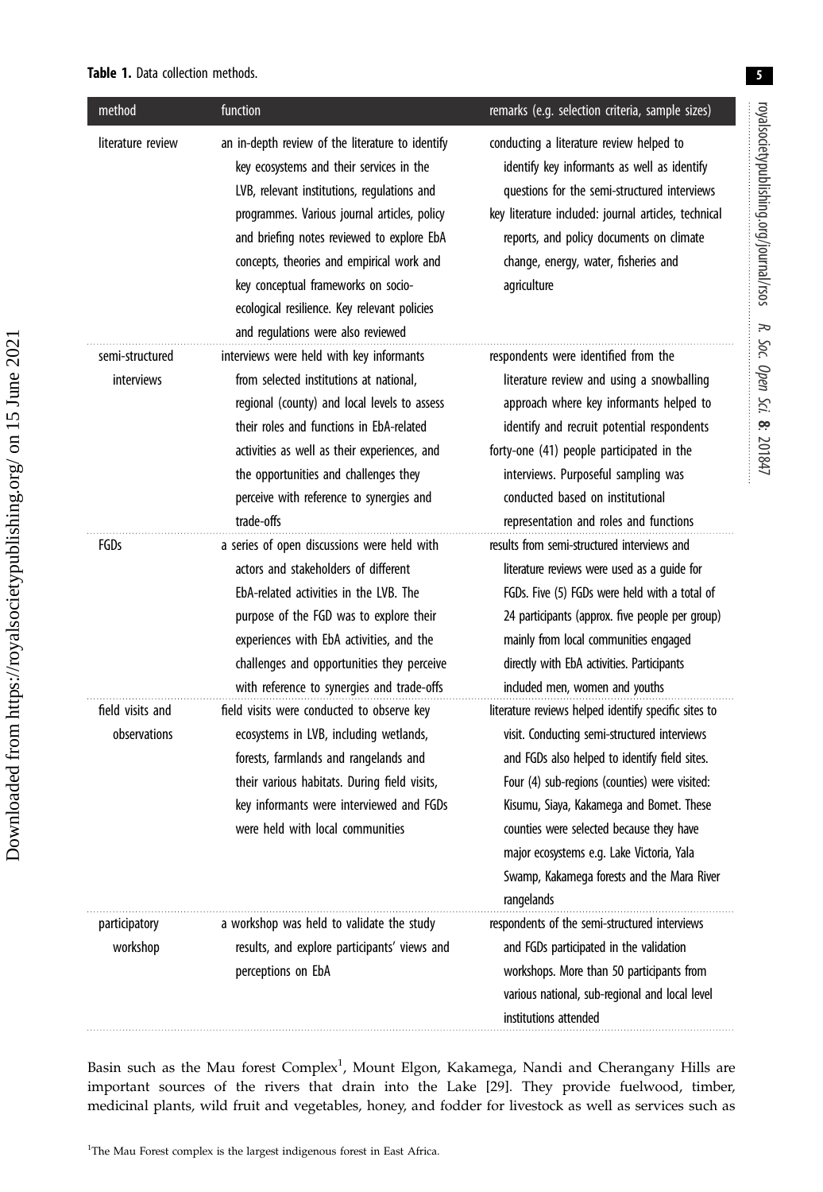**Table 1.** Data collection methods.

| method | function | remarks (e.g. selection criteria, sample sizes) |
|---|---|---|
| literature review | an in-depth review of the literature to identify key ecosystems and their services in the LVB, relevant institutions, regulations and programmes. Various journal articles, policy and briefing notes reviewed to explore EbA concepts, theories and empirical work and key conceptual frameworks on socio-ecological resilience. Key relevant policies and regulations were also reviewed | conducting a literature review helped to identify key informants as well as identify questions for the semi-structured interviews key literature included: journal articles, technical reports, and policy documents on climate change, energy, water, fisheries and agriculture |
| semi-structured interviews | interviews were held with key informants from selected institutions at national, regional (county) and local levels to assess their roles and functions in EbA-related activities as well as their experiences, and the opportunities and challenges they perceive with reference to synergies and trade-offs | respondents were identified from the literature review and using a snowballing approach where key informants helped to identify and recruit potential respondents forty-one (41) people participated in the interviews. Purposeful sampling was conducted based on institutional representation and roles and functions |
| FGDs | a series of open discussions were held with actors and stakeholders of different EbA-related activities in the LVB. The purpose of the FGD was to explore their experiences with EbA activities, and the challenges and opportunities they perceive with reference to synergies and trade-offs | results from semi-structured interviews and literature reviews were used as a guide for FGDs. Five (5) FGDs were held with a total of 24 participants (approx. five people per group) mainly from local communities engaged directly with EbA activities. Participants included men, women and youths |
| field visits and observations | field visits were conducted to observe key ecosystems in LVB, including wetlands, forests, farmlands and rangelands and their various habitats. During field visits, key informants were interviewed and FGDs were held with local communities | literature reviews helped identify specific sites to visit. Conducting semi-structured interviews and FGDs also helped to identify field sites. Four (4) sub-regions (counties) were visited: Kisumu, Siaya, Kakamega and Bomet. These counties were selected because they have major ecosystems e.g. Lake Victoria, Yala Swamp, Kakamega forests and the Mara River rangelands |
| participatory workshop | a workshop was held to validate the study results, and explore participants' views and perceptions on EbA | respondents of the semi-structured interviews and FGDs participated in the validation workshops. More than 50 participants from various national, sub-regional and local level institutions attended |

Basin such as the Mau forest Complex[1], Mount Elgon, Kakamega, Nandi and Cherangany Hills are important sources of the rivers that drain into the Lake [29]. They provide fuelwood, timber, medicinal plants, wild fruit and vegetables, honey, and fodder for livestock as well as services such as

[1]The Mau Forest complex is the largest indigenous forest in East Africa.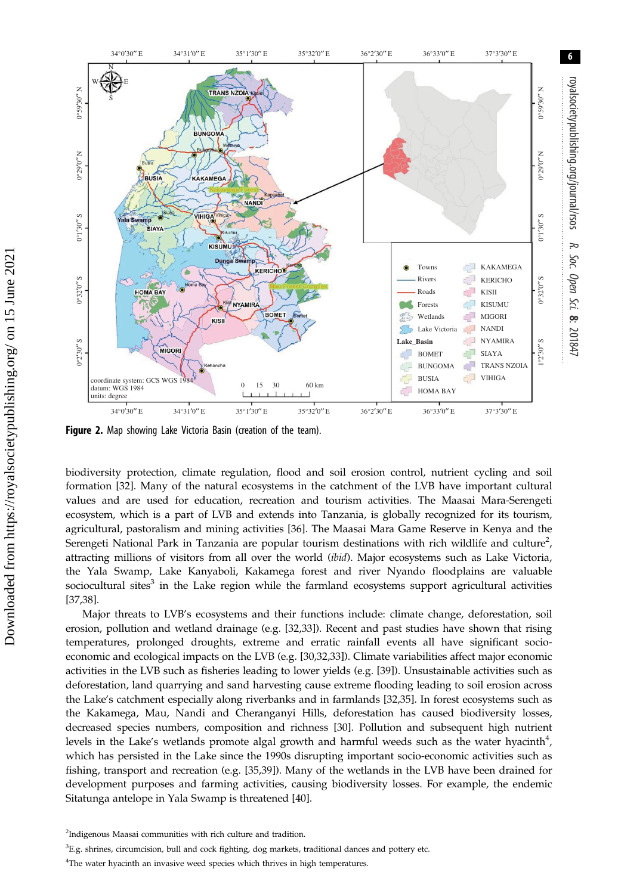34°0′30″ E 34°31′0″ E 35°1′30″ E 35°32′0″ E 36°2′30″ E 36°33′0″ E 37°3′30″ E

0°59′30″ N 0°29′0″ N 0°1′30″ S 0°32′0″ S 0°2′30″ S

TRANS NZOIA, Kitale, BUNGOMA, Bungoma, Webuye, Busia, BUSIA, KAKAMEGA, Kakamega Forest, Kapsabet, NANDI, Siaya, Yala Swamp, VIHIGA, Vihiga, SIAYA, Kisumu, KISUMU, Dunga Swamp, Kericho, KERICHO, Homa Bay, HOMA BAY, Mau Forest Complex, Kisii, NYAMIRA, BOMET, Bomet, KISII, MIGORI, Kehancha

Towns, Rivers, Roads, Forests, Wetlands, Lake Victoria

Lake_Basin: BOMET, BUNGOMA, BUSIA, HOMA BAY, KAKAMEGA, KERICHO, KISII, KISUMU, MIGORI, NANDI, NYAMIRA, SIAYA, TRANS NZOIA, VIHIGA

coordinate system: GCS WGS 1984
datum: WGS 1984
units: degree

0 15 30 60 km

**Figure 2.** Map showing Lake Victoria Basin (creation of the team).

biodiversity protection, climate regulation, flood and soil erosion control, nutrient cycling and soil formation [32]. Many of the natural ecosystems in the catchment of the LVB have important cultural values and are used for education, recreation and tourism activities. The Maasai Mara-Serengeti ecosystem, which is a part of LVB and extends into Tanzania, is globally recognized for its tourism, agricultural, pastoralism and mining activities [36]. The Maasai Mara Game Reserve in Kenya and the Serengeti National Park in Tanzania are popular tourism destinations with rich wildlife and culture[2], attracting millions of visitors from all over the world (*ibid*). Major ecosystems such as Lake Victoria, the Yala Swamp, Lake Kanyaboli, Kakamega forest and river Nyando floodplains are valuable sociocultural sites[3] in the Lake region while the farmland ecosystems support agricultural activities [37,38].

Major threats to LVB's ecosystems and their functions include: climate change, deforestation, soil erosion, pollution and wetland drainage (e.g. [32,33]). Recent and past studies have shown that rising temperatures, prolonged droughts, extreme and erratic rainfall events all have significant socio-economic and ecological impacts on the LVB (e.g. [30,32,33]). Climate variabilities affect major economic activities in the LVB such as fisheries leading to lower yields (e.g. [39]). Unsustainable activities such as deforestation, land quarrying and sand harvesting cause extreme flooding leading to soil erosion across the Lake's catchment especially along riverbanks and in farmlands [32,35]. In forest ecosystems such as the Kakamega, Mau, Nandi and Cheranganyi Hills, deforestation has caused biodiversity losses, decreased species numbers, composition and richness [30]. Pollution and subsequent high nutrient levels in the Lake's wetlands promote algal growth and harmful weeds such as the water hyacinth[4], which has persisted in the Lake since the 1990s disrupting important socio-economic activities such as fishing, transport and recreation (e.g. [35,39]). Many of the wetlands in the LVB have been drained for development purposes and farming activities, causing biodiversity losses. For example, the endemic Sitatunga antelope in Yala Swamp is threatened [40].

[2]Indigenous Maasai communities with rich culture and tradition.

[3]E.g. shrines, circumcision, bull and cock fighting, dog markets, traditional dances and pottery etc.

[4]The water hyacinth an invasive weed species which thrives in high temperatures.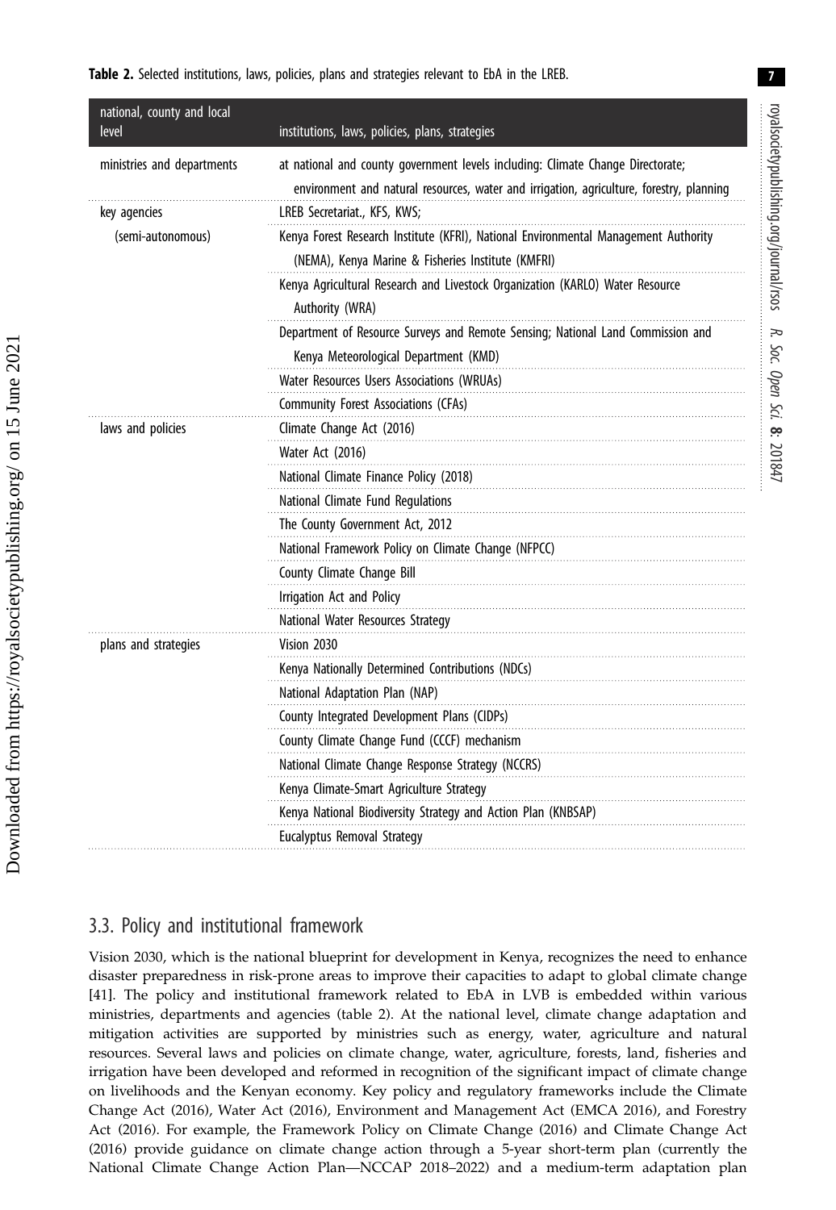**Table 2.** Selected institutions, laws, policies, plans and strategies relevant to EbA in the LREB.

| national, county and local level | institutions, laws, policies, plans, strategies |
|---|---|
| ministries and departments | at national and county government levels including: Climate Change Directorate; environment and natural resources, water and irrigation, agriculture, forestry, planning |
| key agencies (semi-autonomous) | LREB Secretariat., KFS, KWS; |
| | Kenya Forest Research Institute (KFRI), National Environmental Management Authority (NEMA), Kenya Marine & Fisheries Institute (KMFRI) |
| | Kenya Agricultural Research and Livestock Organization (KARLO) Water Resource Authority (WRA) |
| | Department of Resource Surveys and Remote Sensing; National Land Commission and Kenya Meteorological Department (KMD) |
| | Water Resources Users Associations (WRUAs) |
| | Community Forest Associations (CFAs) |
| laws and policies | Climate Change Act (2016) |
| | Water Act (2016) |
| | National Climate Finance Policy (2018) |
| | National Climate Fund Regulations |
| | The County Government Act, 2012 |
| | National Framework Policy on Climate Change (NFPCC) |
| | County Climate Change Bill |
| | Irrigation Act and Policy |
| | National Water Resources Strategy |
| plans and strategies | Vision 2030 |
| | Kenya Nationally Determined Contributions (NDCs) |
| | National Adaptation Plan (NAP) |
| | County Integrated Development Plans (CIDPs) |
| | County Climate Change Fund (CCCF) mechanism |
| | National Climate Change Response Strategy (NCCRS) |
| | Kenya Climate-Smart Agriculture Strategy |
| | Kenya National Biodiversity Strategy and Action Plan (KNBSAP) |
| | Eucalyptus Removal Strategy |

## 3.3. Policy and institutional framework

Vision 2030, which is the national blueprint for development in Kenya, recognizes the need to enhance disaster preparedness in risk-prone areas to improve their capacities to adapt to global climate change [41]. The policy and institutional framework related to EbA in LVB is embedded within various ministries, departments and agencies (table 2). At the national level, climate change adaptation and mitigation activities are supported by ministries such as energy, water, agriculture and natural resources. Several laws and policies on climate change, water, agriculture, forests, land, fisheries and irrigation have been developed and reformed in recognition of the significant impact of climate change on livelihoods and the Kenyan economy. Key policy and regulatory frameworks include the Climate Change Act (2016), Water Act (2016), Environment and Management Act (EMCA 2016), and Forestry Act (2016). For example, the Framework Policy on Climate Change (2016) and Climate Change Act (2016) provide guidance on climate change action through a 5-year short-term plan (currently the National Climate Change Action Plan—NCCAP 2018–2022) and a medium-term adaptation plan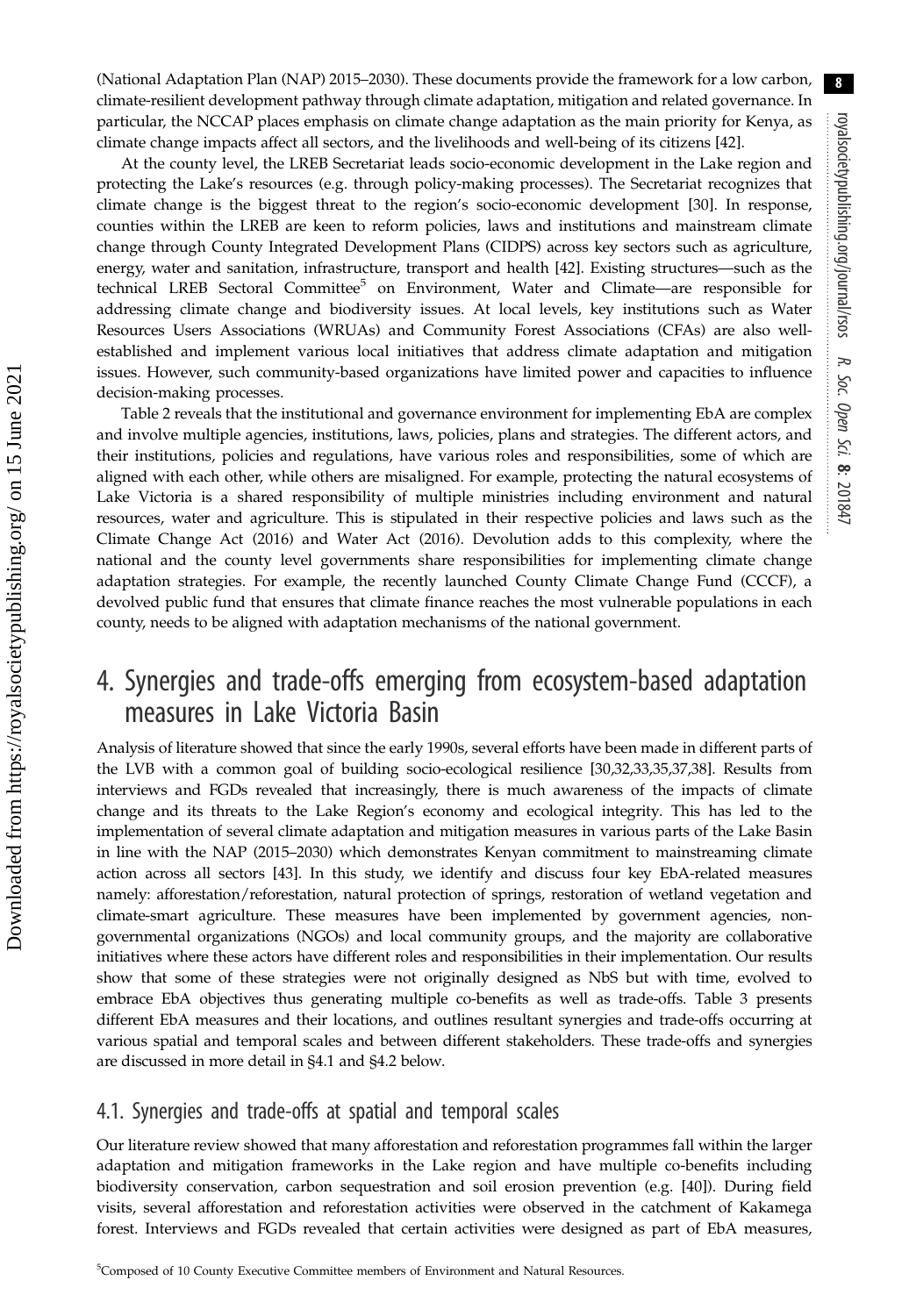(National Adaptation Plan (NAP) 2015–2030). These documents provide the framework for a low carbon, climate-resilient development pathway through climate adaptation, mitigation and related governance. In particular, the NCCAP places emphasis on climate change adaptation as the main priority for Kenya, as climate change impacts affect all sectors, and the livelihoods and well-being of its citizens [42].

At the county level, the LREB Secretariat leads socio-economic development in the Lake region and protecting the Lake's resources (e.g. through policy-making processes). The Secretariat recognizes that climate change is the biggest threat to the region's socio-economic development [30]. In response, counties within the LREB are keen to reform policies, laws and institutions and mainstream climate change through County Integrated Development Plans (CIDPS) across key sectors such as agriculture, energy, water and sanitation, infrastructure, transport and health [42]. Existing structures—such as the technical LREB Sectoral Committee[5] on Environment, Water and Climate—are responsible for addressing climate change and biodiversity issues. At local levels, key institutions such as Water Resources Users Associations (WRUAs) and Community Forest Associations (CFAs) are also well-established and implement various local initiatives that address climate adaptation and mitigation issues. However, such community-based organizations have limited power and capacities to influence decision-making processes.

Table 2 reveals that the institutional and governance environment for implementing EbA are complex and involve multiple agencies, institutions, laws, policies, plans and strategies. The different actors, and their institutions, policies and regulations, have various roles and responsibilities, some of which are aligned with each other, while others are misaligned. For example, protecting the natural ecosystems of Lake Victoria is a shared responsibility of multiple ministries including environment and natural resources, water and agriculture. This is stipulated in their respective policies and laws such as the Climate Change Act (2016) and Water Act (2016). Devolution adds to this complexity, where the national and the county level governments share responsibilities for implementing climate change adaptation strategies. For example, the recently launched County Climate Change Fund (CCCF), a devolved public fund that ensures that climate finance reaches the most vulnerable populations in each county, needs to be aligned with adaptation mechanisms of the national government.

# 4. Synergies and trade-offs emerging from ecosystem-based adaptation measures in Lake Victoria Basin

Analysis of literature showed that since the early 1990s, several efforts have been made in different parts of the LVB with a common goal of building socio-ecological resilience [30,32,33,35,37,38]. Results from interviews and FGDs revealed that increasingly, there is much awareness of the impacts of climate change and its threats to the Lake Region's economy and ecological integrity. This has led to the implementation of several climate adaptation and mitigation measures in various parts of the Lake Basin in line with the NAP (2015–2030) which demonstrates Kenyan commitment to mainstreaming climate action across all sectors [43]. In this study, we identify and discuss four key EbA-related measures namely: afforestation/reforestation, natural protection of springs, restoration of wetland vegetation and climate-smart agriculture. These measures have been implemented by government agencies, non-governmental organizations (NGOs) and local community groups, and the majority are collaborative initiatives where these actors have different roles and responsibilities in their implementation. Our results show that some of these strategies were not originally designed as NbS but with time, evolved to embrace EbA objectives thus generating multiple co-benefits as well as trade-offs. Table 3 presents different EbA measures and their locations, and outlines resultant synergies and trade-offs occurring at various spatial and temporal scales and between different stakeholders. These trade-offs and synergies are discussed in more detail in §4.1 and §4.2 below.

## 4.1. Synergies and trade-offs at spatial and temporal scales

Our literature review showed that many afforestation and reforestation programmes fall within the larger adaptation and mitigation frameworks in the Lake region and have multiple co-benefits including biodiversity conservation, carbon sequestration and soil erosion prevention (e.g. [40]). During field visits, several afforestation and reforestation activities were observed in the catchment of Kakamega forest. Interviews and FGDs revealed that certain activities were designed as part of EbA measures,

[5] Composed of 10 County Executive Committee members of Environment and Natural Resources.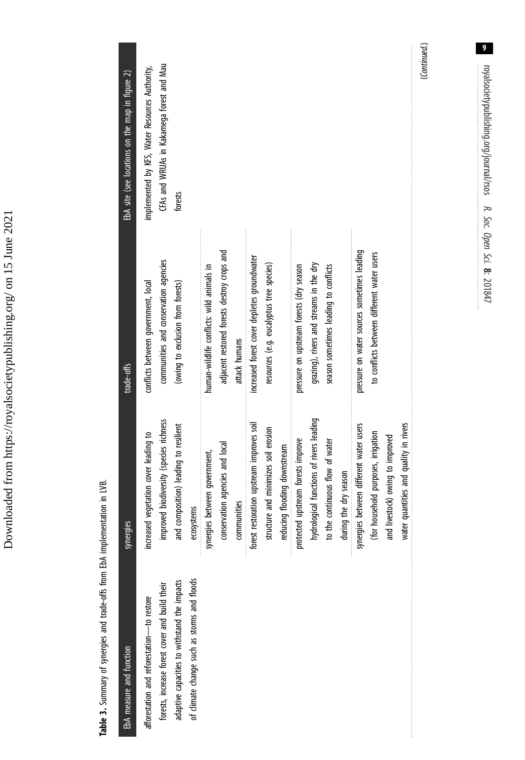**Table 3.** Summary of synergies and trade-offs from EbA implementation in LVB.

| EbA measure and function | synergies | trade-offs | EbA site (see locations on the map in figure 2) |
|---|---|---|---|
| afforestation and reforestation—to restore forests, increase forest cover and build their adaptive capacities to withstand the impacts of climate change such as storms and floods | increased vegetation cover leading to improved biodiversity (species richness and composition) leading to resilient ecosystems | conflicts between government, local communities and conservation agencies (owing to exclusion from forests) | implemented by KFS, Water Resources Authority, CFAs and WRUAs in Kakamega forest and Mau forests |
| | synergies between government, conservation agencies and local communities | human-wildlife conflicts: wild animals in adjacent restored forests destroy crops and attack humans | |
| | forest restoration upstream improves soil structure and minimizes soil erosion reducing flooding downstream | increased forest cover depletes groundwater resources (e.g. eucalyptus tree species) | |
| | protected upstream forests improve hydrological functions of rivers leading to the continuous flow of water during the dry season | pressure on upstream forests (dry season grazing), rivers and streams in the dry season sometimes leading to conflicts | |
| | synergies between different water users (for household purposes, irrigation and livestock) owing to improved water quantities and quality in rivers | pressure on water sources sometimes leading to conflicts between different water users | |

(*Continued*.)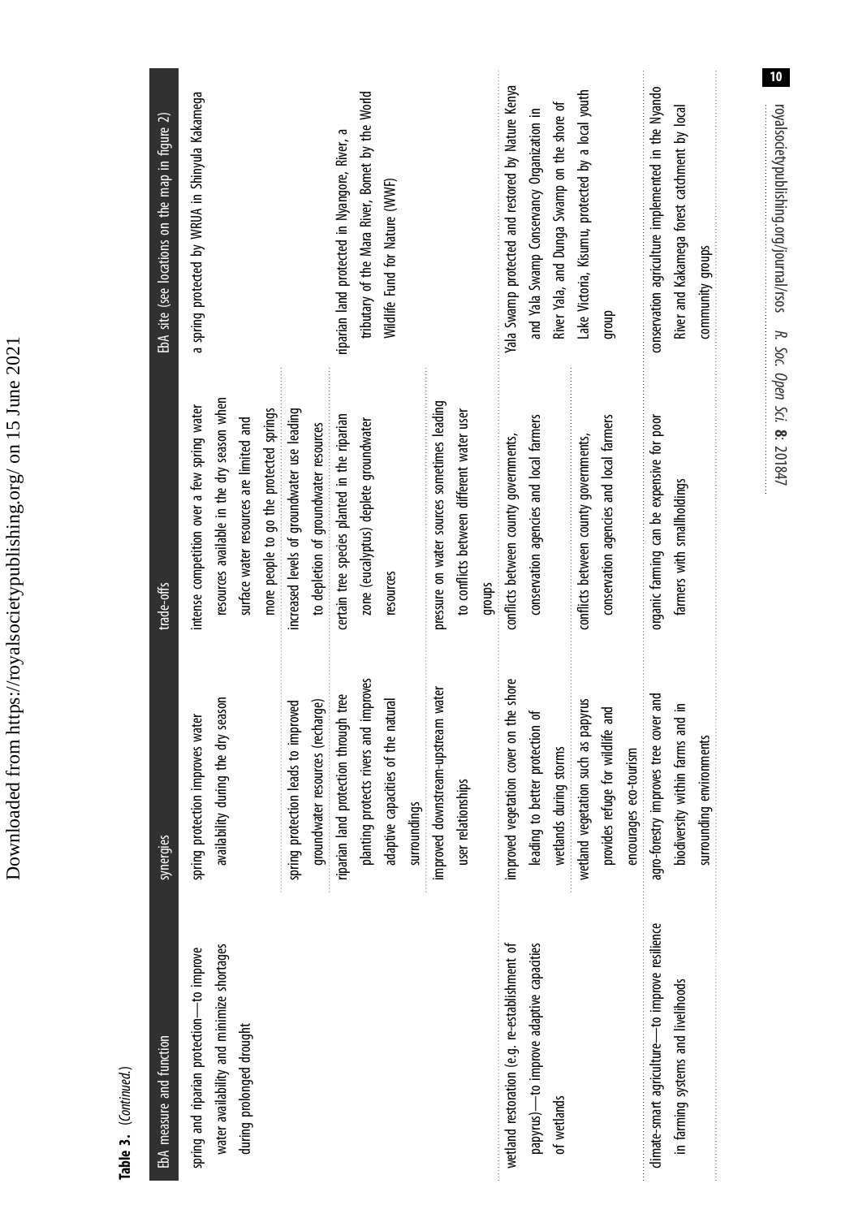**Table 3.** (*Continued.*)

| EbA measure and function | synergies | trade-offs | EbA site (see locations on the map in figure 2) |
|---|---|---|---|
| spring and riparian protection—to improve water availability and minimize shortages during prolonged drought | spring protection improves water availability during the dry season | intense competition over a few spring water resources available in the dry season when surface water resources are limited and more people to go the protected springs | a spring protected by WRUA in Shinyula Kakamega |
| | spring protection leads to improved groundwater resources (recharge) | increased levels of groundwater use leading to depletion of groundwater resources | |
| | riparian land protection through tree planting protects rivers and improves adaptive capacities of the natural surroundings | certain tree species planted in the riparian zone (eucalyptus) deplete groundwater resources | riparian land protected in Nyangore, River, a tributary of the Mara River, Bomet by the World Wildlife Fund for Nature (WWF) |
| | improved downstream-upstream water user relationships | pressure on water sources sometimes leading to conflicts between different water user groups | |
| wetland restoration (e.g. re-establishment of papyrus)—to improve adaptive capacities of wetlands | improved vegetation cover on the shore leading to better protection of wetlands during storms | conflicts between county governments, conservation agencies and local farmers | Yala Swamp protected and restored by Nature Kenya and Yala Swamp Conservancy Organization in River Yala, and Dunga Swamp on the shore of Lake Victoria, Kisumu, protected by a local youth group |
| | wetland vegetation such as papyrus provides refuge for wildlife and encourages eco-tourism | conflicts between county governments, conservation agencies and local farmers | |
| climate-smart agriculture—to improve resilience in farming systems and livelihoods | agro-forestry improves tree cover and biodiversity within farms and in surrounding environments | organic farming can be expensive for poor farmers with smallholdings | conservation agriculture implemented in the Nyando River and Kakamega forest catchment by local community groups |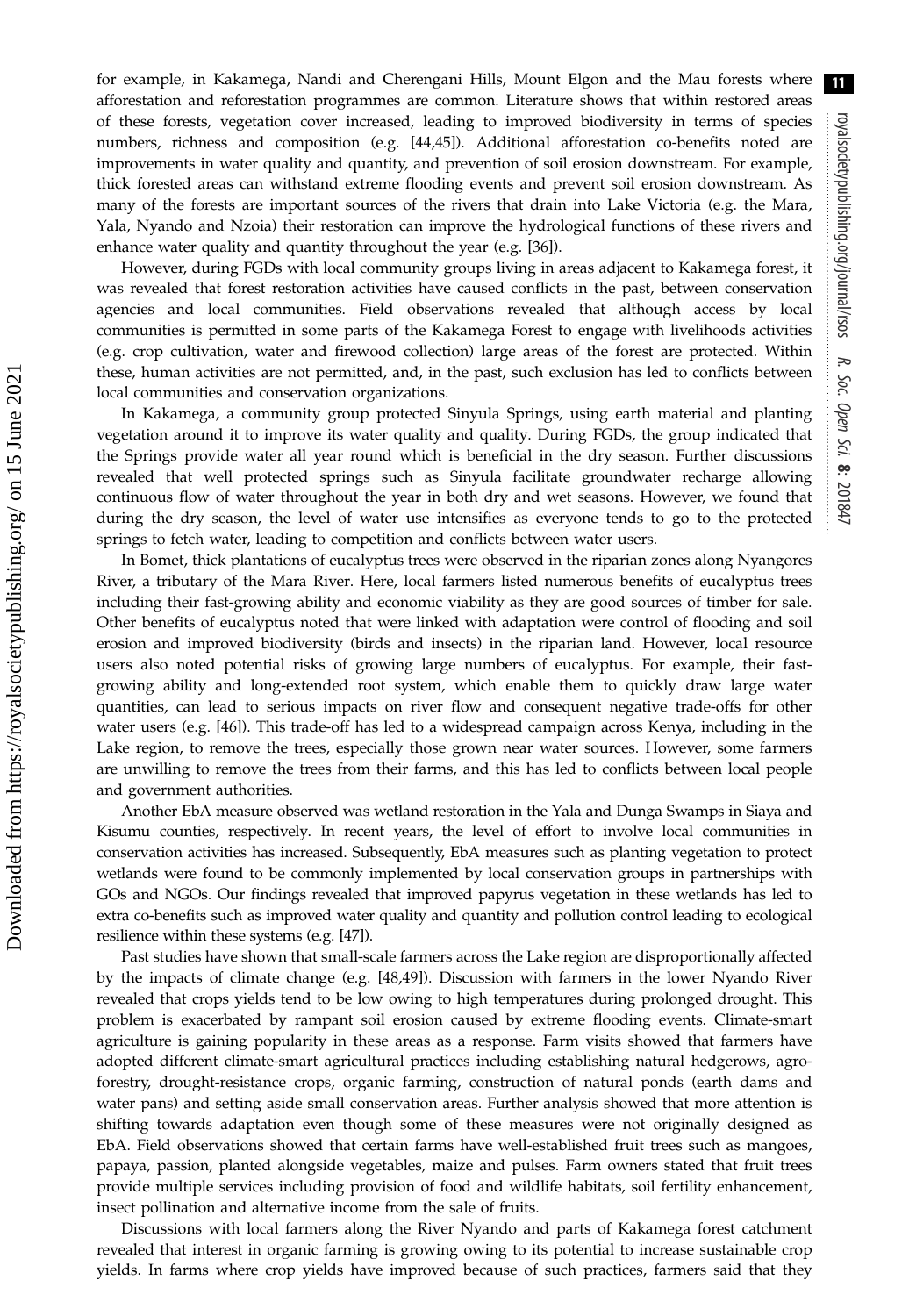for example, in Kakamega, Nandi and Cherengani Hills, Mount Elgon and the Mau forests where afforestation and reforestation programmes are common. Literature shows that within restored areas of these forests, vegetation cover increased, leading to improved biodiversity in terms of species numbers, richness and composition (e.g. [44,45]). Additional afforestation co-benefits noted are improvements in water quality and quantity, and prevention of soil erosion downstream. For example, thick forested areas can withstand extreme flooding events and prevent soil erosion downstream. As many of the forests are important sources of the rivers that drain into Lake Victoria (e.g. the Mara, Yala, Nyando and Nzoia) their restoration can improve the hydrological functions of these rivers and enhance water quality and quantity throughout the year (e.g. [36]).

However, during FGDs with local community groups living in areas adjacent to Kakamega forest, it was revealed that forest restoration activities have caused conflicts in the past, between conservation agencies and local communities. Field observations revealed that although access by local communities is permitted in some parts of the Kakamega Forest to engage with livelihoods activities (e.g. crop cultivation, water and firewood collection) large areas of the forest are protected. Within these, human activities are not permitted, and, in the past, such exclusion has led to conflicts between local communities and conservation organizations.

In Kakamega, a community group protected Sinyula Springs, using earth material and planting vegetation around it to improve its water quality and quality. During FGDs, the group indicated that the Springs provide water all year round which is beneficial in the dry season. Further discussions revealed that well protected springs such as Sinyula facilitate groundwater recharge allowing continuous flow of water throughout the year in both dry and wet seasons. However, we found that during the dry season, the level of water use intensifies as everyone tends to go to the protected springs to fetch water, leading to competition and conflicts between water users.

In Bomet, thick plantations of eucalyptus trees were observed in the riparian zones along Nyangores River, a tributary of the Mara River. Here, local farmers listed numerous benefits of eucalyptus trees including their fast-growing ability and economic viability as they are good sources of timber for sale. Other benefits of eucalyptus noted that were linked with adaptation were control of flooding and soil erosion and improved biodiversity (birds and insects) in the riparian land. However, local resource users also noted potential risks of growing large numbers of eucalyptus. For example, their fast-growing ability and long-extended root system, which enable them to quickly draw large water quantities, can lead to serious impacts on river flow and consequent negative trade-offs for other water users (e.g. [46]). This trade-off has led to a widespread campaign across Kenya, including in the Lake region, to remove the trees, especially those grown near water sources. However, some farmers are unwilling to remove the trees from their farms, and this has led to conflicts between local people and government authorities.

Another EbA measure observed was wetland restoration in the Yala and Dunga Swamps in Siaya and Kisumu counties, respectively. In recent years, the level of effort to involve local communities in conservation activities has increased. Subsequently, EbA measures such as planting vegetation to protect wetlands were found to be commonly implemented by local conservation groups in partnerships with GOs and NGOs. Our findings revealed that improved papyrus vegetation in these wetlands has led to extra co-benefits such as improved water quality and quantity and pollution control leading to ecological resilience within these systems (e.g. [47]).

Past studies have shown that small-scale farmers across the Lake region are disproportionally affected by the impacts of climate change (e.g. [48,49]). Discussion with farmers in the lower Nyando River revealed that crops yields tend to be low owing to high temperatures during prolonged drought. This problem is exacerbated by rampant soil erosion caused by extreme flooding events. Climate-smart agriculture is gaining popularity in these areas as a response. Farm visits showed that farmers have adopted different climate-smart agricultural practices including establishing natural hedgerows, agro-forestry, drought-resistance crops, organic farming, construction of natural ponds (earth dams and water pans) and setting aside small conservation areas. Further analysis showed that more attention is shifting towards adaptation even though some of these measures were not originally designed as EbA. Field observations showed that certain farms have well-established fruit trees such as mangoes, papaya, passion, planted alongside vegetables, maize and pulses. Farm owners stated that fruit trees provide multiple services including provision of food and wildlife habitats, soil fertility enhancement, insect pollination and alternative income from the sale of fruits.

Discussions with local farmers along the River Nyando and parts of Kakamega forest catchment revealed that interest in organic farming is growing owing to its potential to increase sustainable crop yields. In farms where crop yields have improved because of such practices, farmers said that they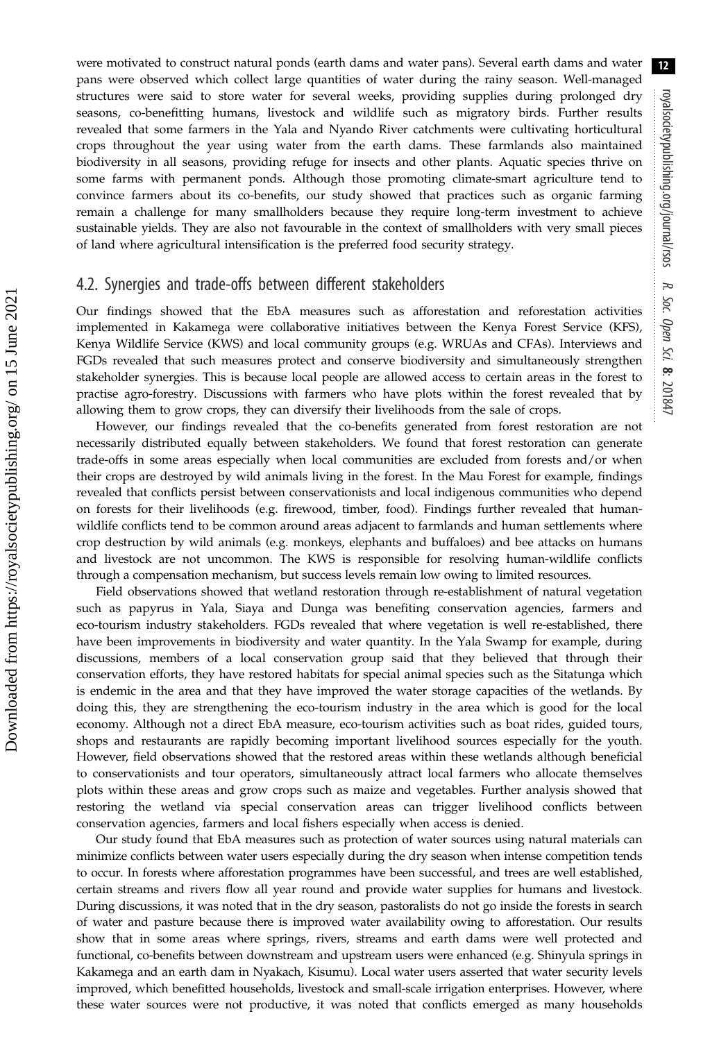were motivated to construct natural ponds (earth dams and water pans). Several earth dams and water pans were observed which collect large quantities of water during the rainy season. Well-managed structures were said to store water for several weeks, providing supplies during prolonged dry seasons, co-benefitting humans, livestock and wildlife such as migratory birds. Further results revealed that some farmers in the Yala and Nyando River catchments were cultivating horticultural crops throughout the year using water from the earth dams. These farmlands also maintained biodiversity in all seasons, providing refuge for insects and other plants. Aquatic species thrive on some farms with permanent ponds. Although those promoting climate-smart agriculture tend to convince farmers about its co-benefits, our study showed that practices such as organic farming remain a challenge for many smallholders because they require long-term investment to achieve sustainable yields. They are also not favourable in the context of smallholders with very small pieces of land where agricultural intensification is the preferred food security strategy.

## 4.2. Synergies and trade-offs between different stakeholders

Our findings showed that the EbA measures such as afforestation and reforestation activities implemented in Kakamega were collaborative initiatives between the Kenya Forest Service (KFS), Kenya Wildlife Service (KWS) and local community groups (e.g. WRUAs and CFAs). Interviews and FGDs revealed that such measures protect and conserve biodiversity and simultaneously strengthen stakeholder synergies. This is because local people are allowed access to certain areas in the forest to practise agro-forestry. Discussions with farmers who have plots within the forest revealed that by allowing them to grow crops, they can diversify their livelihoods from the sale of crops.

However, our findings revealed that the co-benefits generated from forest restoration are not necessarily distributed equally between stakeholders. We found that forest restoration can generate trade-offs in some areas especially when local communities are excluded from forests and/or when their crops are destroyed by wild animals living in the forest. In the Mau Forest for example, findings revealed that conflicts persist between conservationists and local indigenous communities who depend on forests for their livelihoods (e.g. firewood, timber, food). Findings further revealed that human-wildlife conflicts tend to be common around areas adjacent to farmlands and human settlements where crop destruction by wild animals (e.g. monkeys, elephants and buffaloes) and bee attacks on humans and livestock are not uncommon. The KWS is responsible for resolving human-wildlife conflicts through a compensation mechanism, but success levels remain low owing to limited resources.

Field observations showed that wetland restoration through re-establishment of natural vegetation such as papyrus in Yala, Siaya and Dunga was benefiting conservation agencies, farmers and eco-tourism industry stakeholders. FGDs revealed that where vegetation is well re-established, there have been improvements in biodiversity and water quantity. In the Yala Swamp for example, during discussions, members of a local conservation group said that they believed that through their conservation efforts, they have restored habitats for special animal species such as the Sitatunga which is endemic in the area and that they have improved the water storage capacities of the wetlands. By doing this, they are strengthening the eco-tourism industry in the area which is good for the local economy. Although not a direct EbA measure, eco-tourism activities such as boat rides, guided tours, shops and restaurants are rapidly becoming important livelihood sources especially for the youth. However, field observations showed that the restored areas within these wetlands although beneficial to conservationists and tour operators, simultaneously attract local farmers who allocate themselves plots within these areas and grow crops such as maize and vegetables. Further analysis showed that restoring the wetland via special conservation areas can trigger livelihood conflicts between conservation agencies, farmers and local fishers especially when access is denied.

Our study found that EbA measures such as protection of water sources using natural materials can minimize conflicts between water users especially during the dry season when intense competition tends to occur. In forests where afforestation programmes have been successful, and trees are well established, certain streams and rivers flow all year round and provide water supplies for humans and livestock. During discussions, it was noted that in the dry season, pastoralists do not go inside the forests in search of water and pasture because there is improved water availability owing to afforestation. Our results show that in some areas where springs, rivers, streams and earth dams were well protected and functional, co-benefits between downstream and upstream users were enhanced (e.g. Shinyula springs in Kakamega and an earth dam in Nyakach, Kisumu). Local water users asserted that water security levels improved, which benefitted households, livestock and small-scale irrigation enterprises. However, where these water sources were not productive, it was noted that conflicts emerged as many households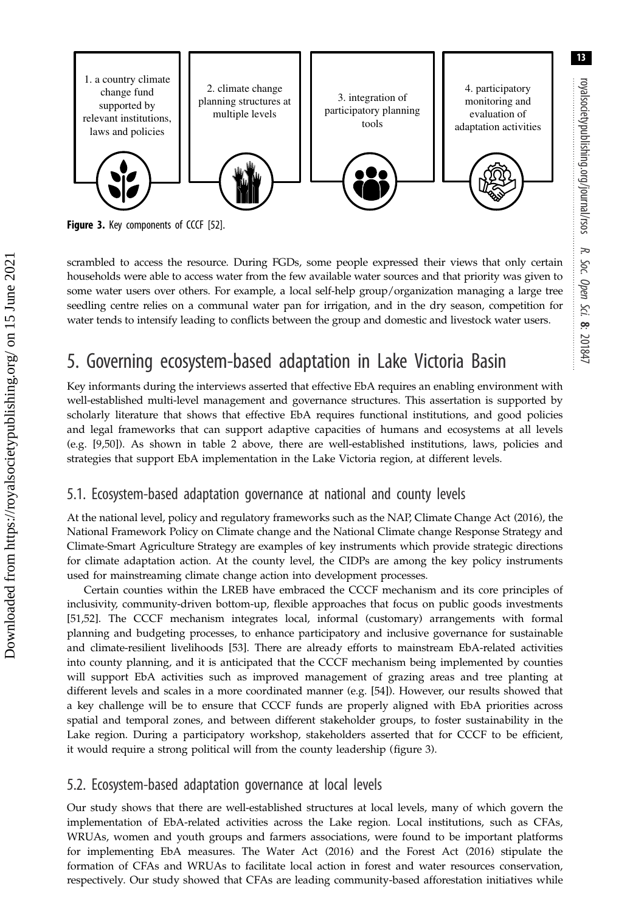1. a country climate change fund supported by relevant institutions, laws and policies

2. climate change planning structures at multiple levels

3. integration of participatory planning tools

4. participatory monitoring and evaluation of adaptation activities

**Figure 3.** Key components of CCCF [52].

scrambled to access the resource. During FGDs, some people expressed their views that only certain households were able to access water from the few available water sources and that priority was given to some water users over others. For example, a local self-help group/organization managing a large tree seedling centre relies on a communal water pan for irrigation, and in the dry season, competition for water tends to intensify leading to conflicts between the group and domestic and livestock water users.

# 5. Governing ecosystem-based adaptation in Lake Victoria Basin

Key informants during the interviews asserted that effective EbA requires an enabling environment with well-established multi-level management and governance structures. This assertion is supported by scholarly literature that shows that effective EbA requires functional institutions, and good policies and legal frameworks that can support adaptive capacities of humans and ecosystems at all levels (e.g. [9,50]). As shown in table 2 above, there are well-established institutions, laws, policies and strategies that support EbA implementation in the Lake Victoria region, at different levels.

## 5.1. Ecosystem-based adaptation governance at national and county levels

At the national level, policy and regulatory frameworks such as the NAP, Climate Change Act (2016), the National Framework Policy on Climate change and the National Climate change Response Strategy and Climate-Smart Agriculture Strategy are examples of key instruments which provide strategic directions for climate adaptation action. At the county level, the CIDPs are among the key policy instruments used for mainstreaming climate change action into development processes.

Certain counties within the LREB have embraced the CCCF mechanism and its core principles of inclusivity, community-driven bottom-up, flexible approaches that focus on public goods investments [51,52]. The CCCF mechanism integrates local, informal (customary) arrangements with formal planning and budgeting processes, to enhance participatory and inclusive governance for sustainable and climate-resilient livelihoods [53]. There are already efforts to mainstream EbA-related activities into county planning, and it is anticipated that the CCCF mechanism being implemented by counties will support EbA activities such as improved management of grazing areas and tree planting at different levels and scales in a more coordinated manner (e.g. [54]). However, our results showed that a key challenge will be to ensure that CCCF funds are properly aligned with EbA priorities across spatial and temporal zones, and between different stakeholder groups, to foster sustainability in the Lake region. During a participatory workshop, stakeholders asserted that for CCCF to be efficient, it would require a strong political will from the county leadership (figure 3).

## 5.2. Ecosystem-based adaptation governance at local levels

Our study shows that there are well-established structures at local levels, many of which govern the implementation of EbA-related activities across the Lake region. Local institutions, such as CFAs, WRUAs, women and youth groups and farmers associations, were found to be important platforms for implementing EbA measures. The Water Act (2016) and the Forest Act (2016) stipulate the formation of CFAs and WRUAs to facilitate local action in forest and water resources conservation, respectively. Our study showed that CFAs are leading community-based afforestation initiatives while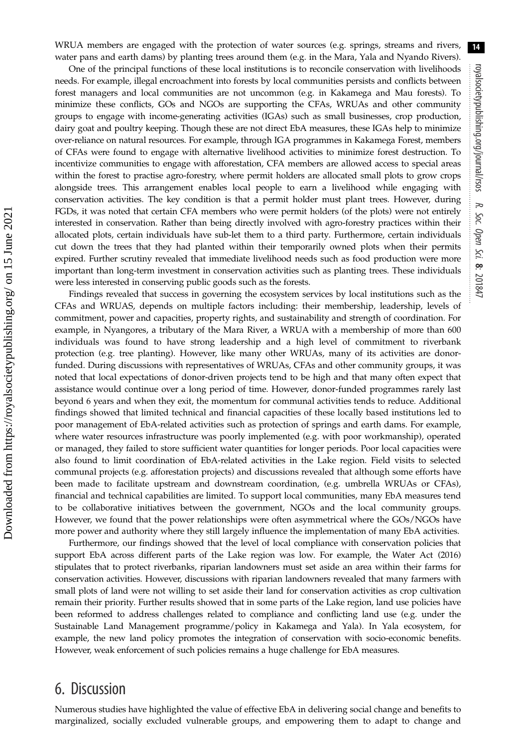WRUA members are engaged with the protection of water sources (e.g. springs, streams and rivers, water pans and earth dams) by planting trees around them (e.g. in the Mara, Yala and Nyando Rivers).

One of the principal functions of these local institutions is to reconcile conservation with livelihoods needs. For example, illegal encroachment into forests by local communities persists and conflicts between forest managers and local communities are not uncommon (e.g. in Kakamega and Mau forests). To minimize these conflicts, GOs and NGOs are supporting the CFAs, WRUAs and other community groups to engage with income-generating activities (IGAs) such as small businesses, crop production, dairy goat and poultry keeping. Though these are not direct EbA measures, these IGAs help to minimize over-reliance on natural resources. For example, through IGA programmes in Kakamega Forest, members of CFAs were found to engage with alternative livelihood activities to minimize forest destruction. To incentivize communities to engage with afforestation, CFA members are allowed access to special areas within the forest to practise agro-forestry, where permit holders are allocated small plots to grow crops alongside trees. This arrangement enables local people to earn a livelihood while engaging with conservation activities. The key condition is that a permit holder must plant trees. However, during FGDs, it was noted that certain CFA members who were permit holders (of the plots) were not entirely interested in conservation. Rather than being directly involved with agro-forestry practices within their allocated plots, certain individuals have sub-let them to a third party. Furthermore, certain individuals cut down the trees that they had planted within their temporarily owned plots when their permits expired. Further scrutiny revealed that immediate livelihood needs such as food production were more important than long-term investment in conservation activities such as planting trees. These individuals were less interested in conserving public goods such as the forests.

Findings revealed that success in governing the ecosystem services by local institutions such as the CFAs and WRUAS, depends on multiple factors including: their membership, leadership, levels of commitment, power and capacities, property rights, and sustainability and strength of coordination. For example, in Nyangores, a tributary of the Mara River, a WRUA with a membership of more than 600 individuals was found to have strong leadership and a high level of commitment to riverbank protection (e.g. tree planting). However, like many other WRUAs, many of its activities are donor-funded. During discussions with representatives of WRUAs, CFAs and other community groups, it was noted that local expectations of donor-driven projects tend to be high and that many often expect that assistance would continue over a long period of time. However, donor-funded programmes rarely last beyond 6 years and when they exit, the momentum for communal activities tends to reduce. Additional findings showed that limited technical and financial capacities of these locally based institutions led to poor management of EbA-related activities such as protection of springs and earth dams. For example, where water resources infrastructure was poorly implemented (e.g. with poor workmanship), operated or managed, they failed to store sufficient water quantities for longer periods. Poor local capacities were also found to limit coordination of EbA-related activities in the Lake region. Field visits to selected communal projects (e.g. afforestation projects) and discussions revealed that although some efforts have been made to facilitate upstream and downstream coordination, (e.g. umbrella WRUAs or CFAs), financial and technical capabilities are limited. To support local communities, many EbA measures tend to be collaborative initiatives between the government, NGOs and the local community groups. However, we found that the power relationships were often asymmetrical where the GOs/NGOs have more power and authority where they still largely influence the implementation of many EbA activities.

Furthermore, our findings showed that the level of local compliance with conservation policies that support EbA across different parts of the Lake region was low. For example, the Water Act (2016) stipulates that to protect riverbanks, riparian landowners must set aside an area within their farms for conservation activities. However, discussions with riparian landowners revealed that many farmers with small plots of land were not willing to set aside their land for conservation activities as crop cultivation remain their priority. Further results showed that in some parts of the Lake region, land use policies have been reformed to address challenges related to compliance and conflicting land use (e.g. under the Sustainable Land Management programme/policy in Kakamega and Yala). In Yala ecosystem, for example, the new land policy promotes the integration of conservation with socio-economic benefits. However, weak enforcement of such policies remains a huge challenge for EbA measures.

## 6. Discussion

Numerous studies have highlighted the value of effective EbA in delivering social change and benefits to marginalized, socially excluded vulnerable groups, and empowering them to adapt to change and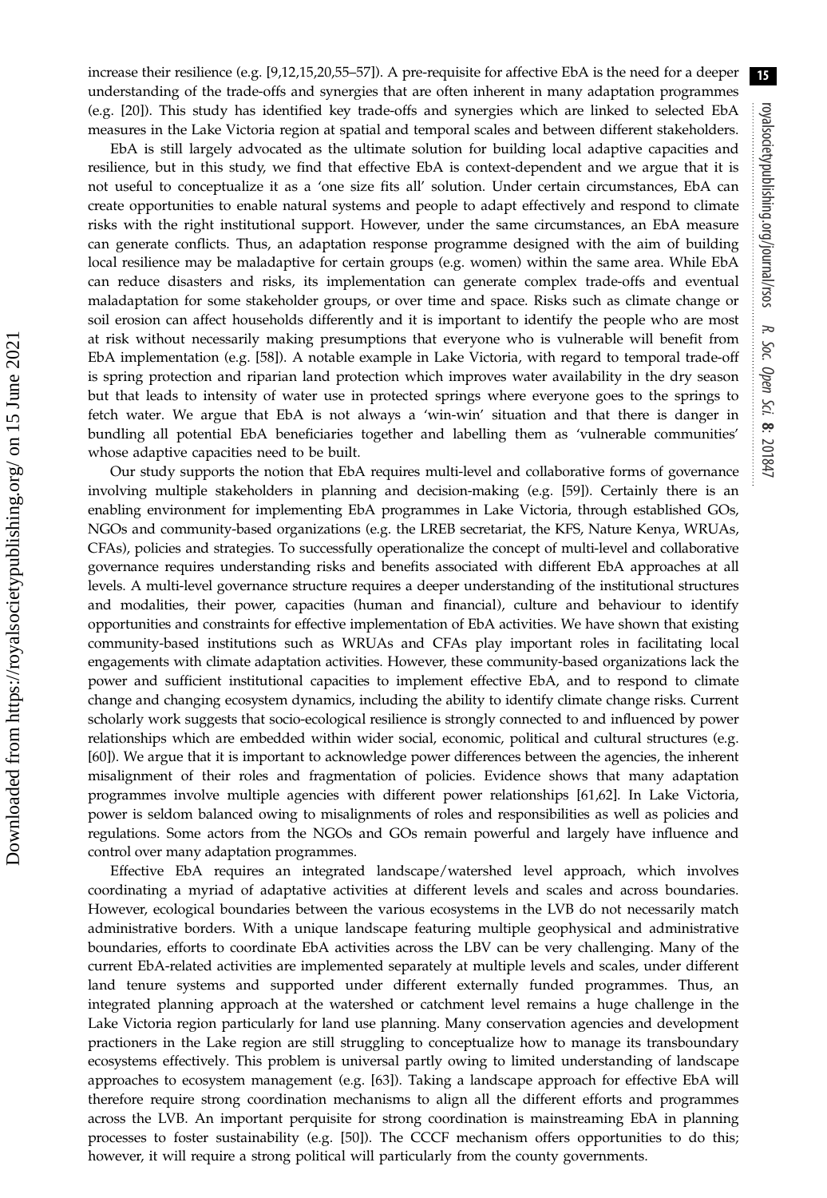increase their resilience (e.g. [9,12,15,20,55–57]). A pre-requisite for affective EbA is the need for a deeper understanding of the trade-offs and synergies that are often inherent in many adaptation programmes (e.g. [20]). This study has identified key trade-offs and synergies which are linked to selected EbA measures in the Lake Victoria region at spatial and temporal scales and between different stakeholders.

EbA is still largely advocated as the ultimate solution for building local adaptive capacities and resilience, but in this study, we find that effective EbA is context-dependent and we argue that it is not useful to conceptualize it as a 'one size fits all' solution. Under certain circumstances, EbA can create opportunities to enable natural systems and people to adapt effectively and respond to climate risks with the right institutional support. However, under the same circumstances, an EbA measure can generate conflicts. Thus, an adaptation response programme designed with the aim of building local resilience may be maladaptive for certain groups (e.g. women) within the same area. While EbA can reduce disasters and risks, its implementation can generate complex trade-offs and eventual maladaptation for some stakeholder groups, or over time and space. Risks such as climate change or soil erosion can affect households differently and it is important to identify the people who are most at risk without necessarily making presumptions that everyone who is vulnerable will benefit from EbA implementation (e.g. [58]). A notable example in Lake Victoria, with regard to temporal trade-off is spring protection and riparian land protection which improves water availability in the dry season but that leads to intensity of water use in protected springs where everyone goes to the springs to fetch water. We argue that EbA is not always a 'win-win' situation and that there is danger in bundling all potential EbA beneficiaries together and labelling them as 'vulnerable communities' whose adaptive capacities need to be built.

Our study supports the notion that EbA requires multi-level and collaborative forms of governance involving multiple stakeholders in planning and decision-making (e.g. [59]). Certainly there is an enabling environment for implementing EbA programmes in Lake Victoria, through established GOs, NGOs and community-based organizations (e.g. the LREB secretariat, the KFS, Nature Kenya, WRUAs, CFAs), policies and strategies. To successfully operationalize the concept of multi-level and collaborative governance requires understanding risks and benefits associated with different EbA approaches at all levels. A multi-level governance structure requires a deeper understanding of the institutional structures and modalities, their power, capacities (human and financial), culture and behaviour to identify opportunities and constraints for effective implementation of EbA activities. We have shown that existing community-based institutions such as WRUAs and CFAs play important roles in facilitating local engagements with climate adaptation activities. However, these community-based organizations lack the power and sufficient institutional capacities to implement effective EbA, and to respond to climate change and changing ecosystem dynamics, including the ability to identify climate change risks. Current scholarly work suggests that socio-ecological resilience is strongly connected to and influenced by power relationships which are embedded within wider social, economic, political and cultural structures (e.g. [60]). We argue that it is important to acknowledge power differences between the agencies, the inherent misalignment of their roles and fragmentation of policies. Evidence shows that many adaptation programmes involve multiple agencies with different power relationships [61,62]. In Lake Victoria, power is seldom balanced owing to misalignments of roles and responsibilities as well as policies and regulations. Some actors from the NGOs and GOs remain powerful and largely have influence and control over many adaptation programmes.

Effective EbA requires an integrated landscape/watershed level approach, which involves coordinating a myriad of adaptative activities at different levels and scales and across boundaries. However, ecological boundaries between the various ecosystems in the LVB do not necessarily match administrative borders. With a unique landscape featuring multiple geophysical and administrative boundaries, efforts to coordinate EbA activities across the LBV can be very challenging. Many of the current EbA-related activities are implemented separately at multiple levels and scales, under different land tenure systems and supported under different externally funded programmes. Thus, an integrated planning approach at the watershed or catchment level remains a huge challenge in the Lake Victoria region particularly for land use planning. Many conservation agencies and development practioners in the Lake region are still struggling to conceptualize how to manage its transboundary ecosystems effectively. This problem is universal partly owing to limited understanding of landscape approaches to ecosystem management (e.g. [63]). Taking a landscape approach for effective EbA will therefore require strong coordination mechanisms to align all the different efforts and programmes across the LVB. An important perquisite for strong coordination is mainstreaming EbA in planning processes to foster sustainability (e.g. [50]). The CCCF mechanism offers opportunities to do this; however, it will require a strong political will particularly from the county governments.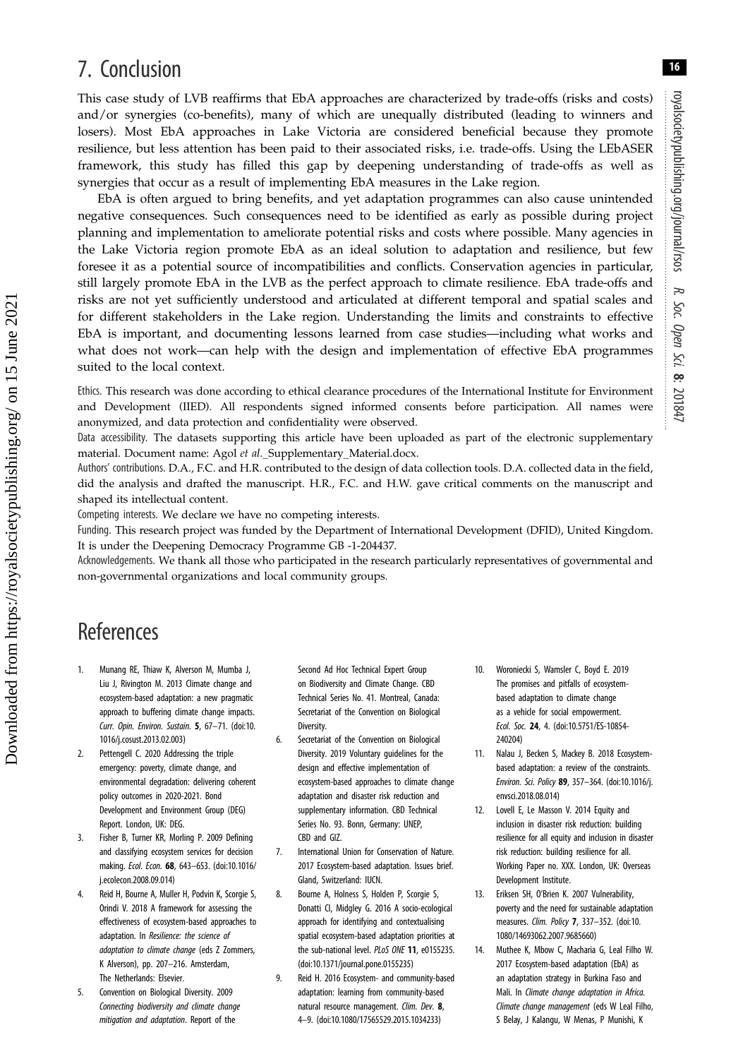# 7. Conclusion

This case study of LVB reaffirms that EbA approaches are characterized by trade-offs (risks and costs) and/or synergies (co-benefits), many of which are unequally distributed (leading to winners and losers). Most EbA approaches in Lake Victoria are considered beneficial because they promote resilience, but less attention has been paid to their associated risks, i.e. trade-offs. Using the LEbASER framework, this study has filled this gap by deepening understanding of trade-offs as well as synergies that occur as a result of implementing EbA measures in the Lake region.

EbA is often argued to bring benefits, and yet adaptation programmes can also cause unintended negative consequences. Such consequences need to be identified as early as possible during project planning and implementation to ameliorate potential risks and costs where possible. Many agencies in the Lake Victoria region promote EbA as an ideal solution to adaptation and resilience, but few foresee it as a potential source of incompatibilities and conflicts. Conservation agencies in particular, still largely promote EbA in the LVB as the perfect approach to climate resilience. EbA trade-offs and risks are not yet sufficiently understood and articulated at different temporal and spatial scales and for different stakeholders in the Lake region. Understanding the limits and constraints to effective EbA is important, and documenting lessons learned from case studies—including what works and what does not work—can help with the design and implementation of effective EbA programmes suited to the local context.

Ethics. This research was done according to ethical clearance procedures of the International Institute for Environment and Development (IIED). All respondents signed informed consents before participation. All names were anonymized, and data protection and confidentiality were observed.

Data accessibility. The datasets supporting this article have been uploaded as part of the electronic supplementary material. Document name: Agol *et al*._Supplementary_Material.docx.

Authors' contributions. D.A., F.C. and H.R. contributed to the design of data collection tools. D.A. collected data in the field, did the analysis and drafted the manuscript. H.R., F.C. and H.W. gave critical comments on the manuscript and shaped its intellectual content.

Competing interests. We declare we have no competing interests.

Funding. This research project was funded by the Department of International Development (DFID), United Kingdom. It is under the Deepening Democracy Programme GB -1-204437.

Acknowledgements. We thank all those who participated in the research particularly representatives of governmental and non-governmental organizations and local community groups.

# References

1. Munang RE, Thiaw K, Alverson M, Mumba J, Liu J, Rivington M. 2013 Climate change and ecosystem-based adaptation: a new pragmatic approach to buffering climate change impacts. *Curr. Opin. Environ. Sustain.* **5**, 67–71. (doi:10.1016/j.cosust.2013.02.003)
2. Pettengell C. 2020 Addressing the triple emergency: poverty, climate change, and environmental degradation: delivering coherent policy outcomes in 2020-2021. Bond Development and Environment Group (DEG) Report. London, UK: DEG.
3. Fisher B, Turner KR, Morling P. 2009 Defining and classifying ecosystem services for decision making. *Ecol. Econ.* **68**, 643–653. (doi:10.1016/j.ecolecon.2008.09.014)
4. Reid H, Bourne A, Muller H, Podvin K, Scorgie S, Orindi V. 2018 A framework for assessing the effectiveness of ecosystem-based approaches to adaptation. In *Resilience: the science of adaptation to climate change* (eds Z Zommers, K Alverson), pp. 207–216. Amsterdam, The Netherlands: Elsevier.
5. Convention on Biological Diversity. 2009 *Connecting biodiversity and climate change mitigation and adaptation*. Report of the Second Ad Hoc Technical Expert Group on Biodiversity and Climate Change. CBD Technical Series No. 41. Montreal, Canada: Secretariat of the Convention on Biological Diversity.
6. Secretariat of the Convention on Biological Diversity. 2019 Voluntary guidelines for the design and effective implementation of ecosystem-based approaches to climate change adaptation and disaster risk reduction and supplementary information. CBD Technical Series No. 93. Bonn, Germany: UNEP, CBD and GIZ.
7. International Union for Conservation of Nature. 2017 Ecosystem-based adaptation. Issues brief. Gland, Switzerland: IUCN.
8. Bourne A, Holness S, Holden P, Scorgie S, Donatti CI, Midgley G. 2016 A socio-ecological approach for identifying and contextualising spatial ecosystem-based adaptation priorities at the sub-national level. *PLoS ONE* **11**, e0155235. (doi:10.1371/journal.pone.0155235)
9. Reid H. 2016 Ecosystem- and community-based adaptation: learning from community-based natural resource management. *Clim. Dev.* **8**, 4–9. (doi:10.1080/17565529.2015.1034233)
10. Woroniecki S, Wamsler C, Boyd E. 2019 The promises and pitfalls of ecosystem-based adaptation to climate change as a vehicle for social empowerment. *Ecol. Soc.* **24**, 4. (doi:10.5751/ES-10854-240204)
11. Nalau J, Becken S, Mackey B. 2018 Ecosystem-based adaptation: a review of the constraints. *Environ. Sci. Policy* **89**, 357–364. (doi:10.1016/j.envsci.2018.08.014)
12. Lovell E, Le Masson V. 2014 Equity and inclusion in disaster risk reduction: building resilience for all equity and inclusion in disaster risk reduction: building resilience for all. Working Paper no. XXX. London, UK: Overseas Development Institute.
13. Eriksen SH, O'Brien K. 2007 Vulnerability, poverty and the need for sustainable adaptation measures. *Clim. Policy* **7**, 337–352. (doi:10.1080/14693062.2007.9685660)
14. Muthee K, Mbow C, Macharia G, Leal Filho W. 2017 Ecosystem-based adaptation (EbA) as an adaptation strategy in Burkina Faso and Mali. In *Climate change adaptation in Africa. Climate change management* (eds W Leal Filho, S Belay, J Kalangu, W Menas, P Munishi, K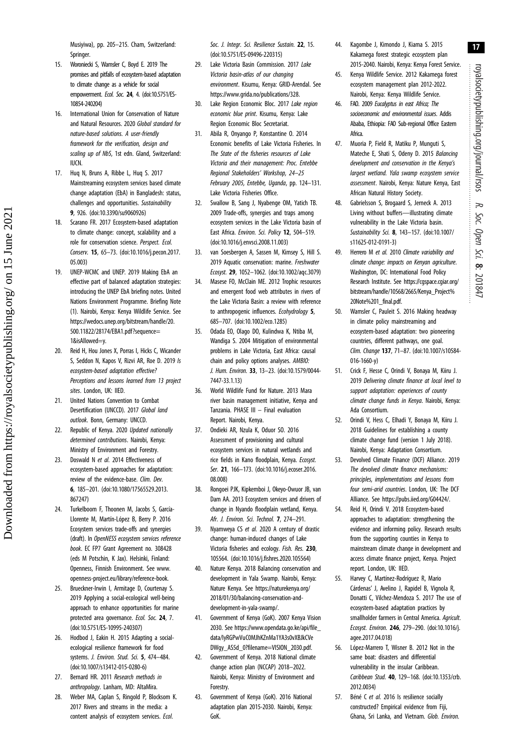Musiyiwa), pp. 205–215. Cham, Switzerland: Springer.

15. Woroniecki S, Wamsler C, Boyd E. 2019 The promises and pitfalls of ecosystem-based adaptation to climate change as a vehicle for social empowerment. *Ecol. Soc.* **24**, 4. (doi:10.5751/ES-10854-240204)
16. International Union for Conservation of Nature and Natural Resources. 2020 *Global standard for nature-based solutions. A user-friendly framework for the verification, design and scaling up of NbS*, 1st edn. Gland, Switzerland: IUCN.
17. Huq N, Bruns A, Ribbe L, Huq S. 2017 Mainstreaming ecosystem services based climate change adaptation (EbA) in Bangladesh: status, challenges and opportunities. *Sustainability* **9**, 926. (doi:10.3390/su9060926)
18. Scarano FR. 2017 Ecosystem-based adaptation to climate change: concept, scalability and a role for conservation science. *Perspect. Ecol. Conserv.* **15**, 65–73. (doi:10.1016/j.pecon.2017.05.003)
19. UNEP-WCMC and UNEP. 2019 Making EbA an effective part of balanced adaptation strategies: introducing the UNEP EbA briefing notes. United Nations Environment Programme. Briefing Note (1). Nairobi, Kenya: Kenya Wildlife Service. See https://wedocs.unep.org/bitstream/handle/20.500.11822/28174/EBA1.pdf?sequence=1&isAllowed=y.
20. Reid H, Hou Jones X, Porras I, Hicks C, Wicander S, Seddon N, Kapos V, Rizvi AR, Roe D. 2019 *Is ecosystem-based adaptation effective? Perceptions and lessons learned from 13 project sites*. London, UK: IIED.
21. United Nations Convention to Combat Desertification (UNCCD). 2017 *Global land outlook*. Bonn, Germany: UNCCD.
22. Republic of Kenya. 2020 *Updated nationally determined contributions*. Nairobi, Kenya: Ministry of Environment and Forestry.
23. Doswald N *et al.* 2014 Effectiveness of ecosystem-based approaches for adaptation: review of the evidence-base. *Clim. Dev.* **6**, 185–201. (doi:10.1080/17565529.2013.867247)
24. Turkelboom F, Thoonen M, Jacobs S, García-Llorente M, Martín-López B, Berry P. 2016 Ecosystem services trade-offs and synergies (draft). In *OpenNESS ecosystem services reference book*. EC FP7 Grant Agreement no. 308428 (eds M Potschin, K Jax). Helsinki, Finland: Openness, Finnish Environment. See www.openness-project.eu/library/reference-book.
25. Brueckner-Irwin I, Armitage D, Courtenay S. 2019 Applying a social-ecological well-being approach to enhance opportunities for marine protected area governance. *Ecol. Soc.* **24**, 7. (doi:10.5751/ES-10995-240307)
26. Hodbod J, Eakin H. 2015 Adapting a social-ecological resilience framework for food systems. *J. Environ. Stud. Sci.* **5**, 474–484. (doi:10.1007/s13412-015-0280-6)
27. Bernard HR. 2011 *Research methods in anthropology*. Lanham, MD: AltaMira.
28. Weber MA, Caplan S, Ringold P, Blocksom K. 2017 Rivers and streams in the media: a content analysis of ecosystem services. *Ecol. Soc. J. Integr. Sci. Resilience Sustain.* **22**, 15. (doi:10.5751/ES-09496-220315)
29. Lake Victoria Basin Commission. 2017 *Lake Victoria basin-atlas of our changing environment*. Kisumu, Kenya: GRID-Arendal. See https://www.grida.no/publications/328.
30. Lake Region Economic Bloc. 2017 *Lake region economic blue print*. Kisumu, Kenya: Lake Region Economic Bloc Secretariat.
31. Abila R, Onyango P, Konstantine O. 2014 Economic benefits of Lake Victoria Fisheries. In *The State of the fisheries resources of Lake Victoria and their management: Proc. Entebbe Regional Stakeholders' Workshop, 24–25 February 2005, Entebbe, Uganda*, pp. 124–131. Lake Victoria Fisheries Office.
32. Swallow B, Sang J, Nyabenge OM, Yatich TB. 2009 Trade-offs, synergies and traps among ecosystem services in the Lake Victoria basin of East Africa. *Environ. Sci. Policy* **12**, 504–519. (doi:10.1016/j.envsci.2008.11.003)
33. van Soesbergen A, Sassen M, Kimsey S, Hill S. 2019 Aquatic conservation: marine. *Freshwater Ecosyst.* **29**, 1052–1062. (doi:10.1002/aqc.3079)
34. Masese FO, McClain ME. 2012 Trophic resources and emergent food web attributes in rivers of the Lake Victoria Basin: a review with reference to anthropogenic influences. *Ecohydrology* **5**, 685–707. (doi:10.1002/eco.1285)
35. Odada EO, Olago DO, Kulindwa K, Ntiba M, Wandiga S. 2004 Mitigation of environmental problems in Lake Victoria, East Africa: causal chain and policy options analyses. *AMBIO: J. Hum. Environ.* **33**, 13–23. (doi:10.1579/0044-7447-33.1.13)
36. World Wildlife Fund for Nature. 2013 Mara river basin management initiative, Kenya and Tanzania. PHASE III – Final evaluation Report. Nairobi, Kenya.
37. Ondieki AR, Nzula K, Oduor SO. 2016 Assessment of provisioning and cultural ecosystem services in natural wetlands and rice fields in Kano floodplain, Kenya. *Ecosyst. Ser.* **21**, 166–173. (doi:10.1016/j.ecoser.2016.08.008)
38. Rongoei PJK, Kipkemboi J, Okeyo-Owuor JB, van Dam AA. 2013 Ecosystem services and drivers of change in Nyando floodplain wetland, Kenya. *Afr. J. Environ. Sci. Technol.* **7**, 274–291.
39. Nyamweya CS *et al.* 2020 A century of drastic change: human-induced changes of Lake Victoria fisheries and ecology. *Fish. Res.* **230**, 105564. (doi:10.1016/j.fishres.2020.105564)
40. Nature Kenya. 2018 Balancing conservation and development in Yala Swamp. Nairobi, Kenya: Nature Kenya. See https://naturekenya.org/2018/01/30/balancing-conservation-and-development-in-yala-swamp/.
41. Government of Kenya (GoK). 2007 Kenya Vision 2030. See https://www.opendata.go.ke/api/file_data/lyRGPwVuC0MJhKZnMa1YA3s0vXBJkCVeDWgy_AS5d_0?filename=VISION_2030.pdf.
42. Government of Kenya. 2018 National climate change action plan (NCCAP) 2018–2022. Nairobi, Kenya: Ministry of Environment and Forestry.
43. Government of Kenya (GoK). 2016 National adaptation plan 2015-2030. Nairobi, Kenya: GoK.
44. Kagombe J, Kimondo J, Kiama S. 2015 Kakamega forest strategic ecosystem plan 2015-2040. Nairobi, Kenya: Kenya Forest Service.
45. Kenya Wildlife Service. 2012 Kakamega forest ecosystem management plan 2012-2022. Nairobi, Kenya: Kenya Wildlife Service.
46. FAO. 2009 *Eucalyptus in east Africa; The socioeconomic and environmental issues*. Addis Ababa, Ethiopia: FAO Sub-regional Office Eastern Africa.
47. Muoria P, Field R, Matiku P, Munguti S, Mateche E, Shati S, Odeny D. 2015 *Balancing development and conservation in the Kenya's largest wetland. Yala swamp ecosystem service assessment*. Nairobi, Kenya: Nature Kenya, East African Natural History Society.
48. Gabrielsson S, Brogaard S, Jerneck A. 2013 Living without buffers—illustrating climate vulnerability in the Lake Victoria basin. *Sustainability Sci.* **8**, 143–157. (doi:10.1007/s11625-012-0191-3)
49. Herrero M *et al.* 2010 *Climate variability and climate change: impacts on Kenyan agriculture*. Washington, DC: International Food Policy Research Institute. See https://cgspace.cgiar.org/bitstream/handle/10568/2665/Kenya_Project%20Note%201_final.pdf.
50. Wamsler C, Pauleit S. 2016 Making headway in climate policy mainstreaming and ecosystem-based adaptation: two pioneering countries, different pathways, one goal. *Clim. Change* **137**, 71–87. (doi:10.1007/s10584-016-1660-y)
51. Crick F, Hesse C, Orindi V, Bonaya M, Kiiru J. 2019 *Delivering climate finance at local level to support adaptation: experiences of county climate change funds in Kenya*. Nairobi, Kenya: Ada Consortium.
52. Orindi V, Hess C, Elhadi Y, Bonaya M, Kiiru J. 2018 Guidelines for establishing a county climate change fund (version 1 July 2018). Nairobi, Kenya: Adaptation Consortium.
53. Devolved Climate Finance (DCF) Alliance. 2019 *The devolved climate finance mechanisms: principles, implementations and lessons from four semi-arid countries*. London, UK: The DCF Alliance. See https://pubs.iied.org/G04424/.
54. Reid H, Orindi V. 2018 Ecosystem-based approaches to adaptation: strengthening the evidence and informing policy. Research results from the supporting counties in Kenya to mainstream climate change in development and access climate finance project, Kenya. Project report. London, UK: IIED.
55. Harvey C, Martínez-Rodríguez R, Mario Cárdenas' J, Avelino J, Rapidel B, Vignola R, Donatti C, Vilchez-Mendoza S. 2017 The use of ecosystem-based adaptation practices by smallholder farmers in Central America. *Agricult. Ecosyst. Environ.* **246**, 279–290. (doi:10.1016/j.agee.2017.04.018)
56. López-Marrero T, Wisner B. 2012 Not in the same boat: disasters and differential vulnerability in the insular Caribbean. *Caribbean Stud.* **40**, 129–168. (doi:10.1353/crb.2012.0034)
57. Béné C *et al.* 2016 Is resilience socially constructed? Empirical evidence from Fiji, Ghana, Sri Lanka, and Vietnam. *Glob. Environ.*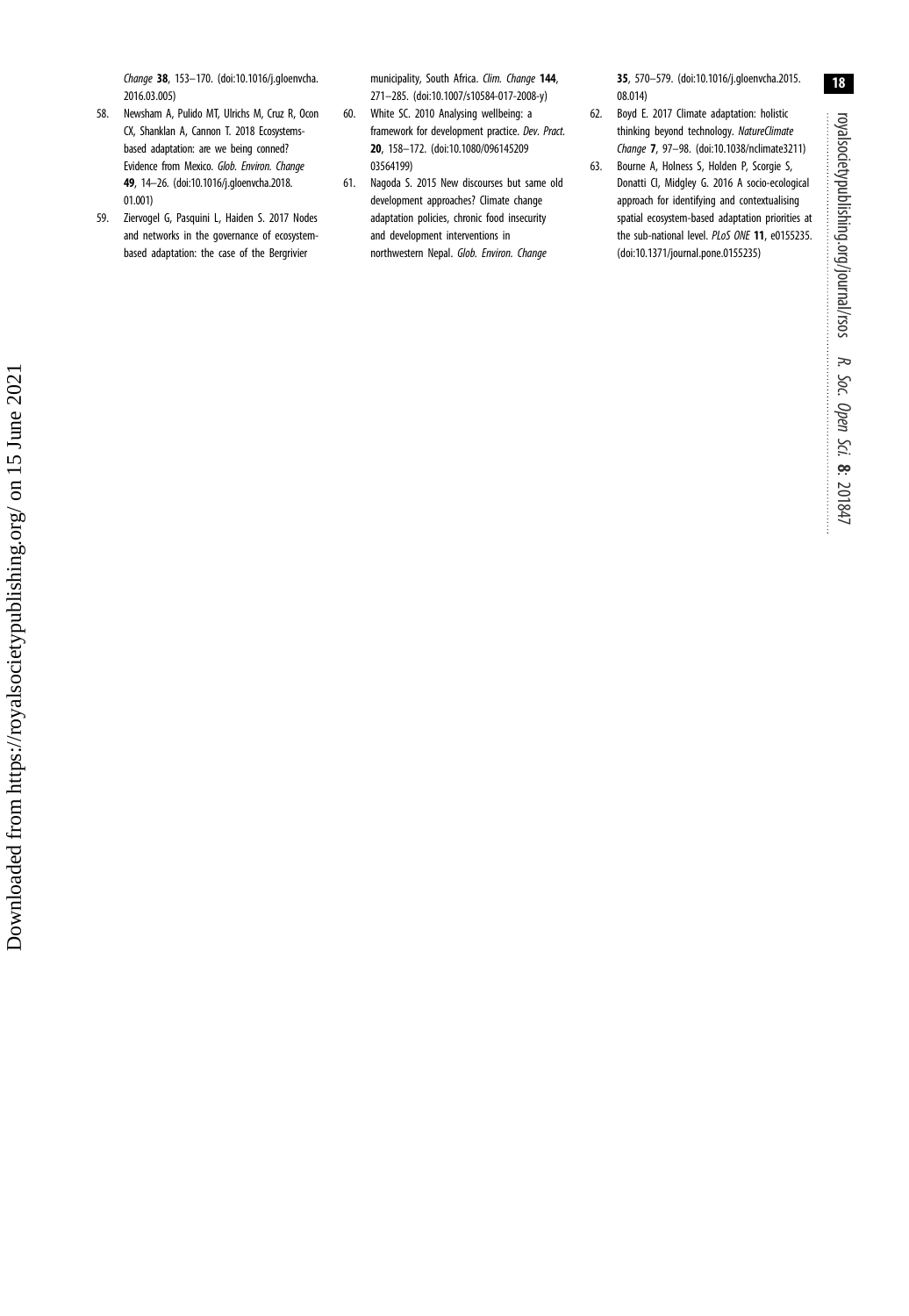*Change* **38**, 153–170. (doi:10.1016/j.gloenvcha.2016.03.005)

58. Newsham A, Pulido MT, Ulrichs M, Cruz R, Ocon CX, Shanklan A, Cannon T. 2018 Ecosystems-based adaptation: are we being conned? Evidence from Mexico. *Glob. Environ. Change* **49**, 14–26. (doi:10.1016/j.gloenvcha.2018.01.001)
59. Ziervogel G, Pasquini L, Haiden S. 2017 Nodes and networks in the governance of ecosystem-based adaptation: the case of the Bergrivier municipality, South Africa. *Clim. Change* **144**, 271–285. (doi:10.1007/s10584-017-2008-y)
60. White SC. 2010 Analysing wellbeing: a framework for development practice. *Dev. Pract.* **20**, 158–172. (doi:10.1080/09614520903564199)
61. Nagoda S. 2015 New discourses but same old development approaches? Climate change adaptation policies, chronic food insecurity and development interventions in northwestern Nepal. *Glob. Environ. Change* **35**, 570–579. (doi:10.1016/j.gloenvcha.2015.08.014)
62. Boyd E. 2017 Climate adaptation: holistic thinking beyond technology. *NatureClimate Change* **7**, 97–98. (doi:10.1038/nclimate3211)
63. Bourne A, Holness S, Holden P, Scorgie S, Donatti CI, Midgley G. 2016 A socio-ecological approach for identifying and contextualising spatial ecosystem-based adaptation priorities at the sub-national level. *PLoS ONE* **11**, e0155235. (doi:10.1371/journal.pone.0155235)